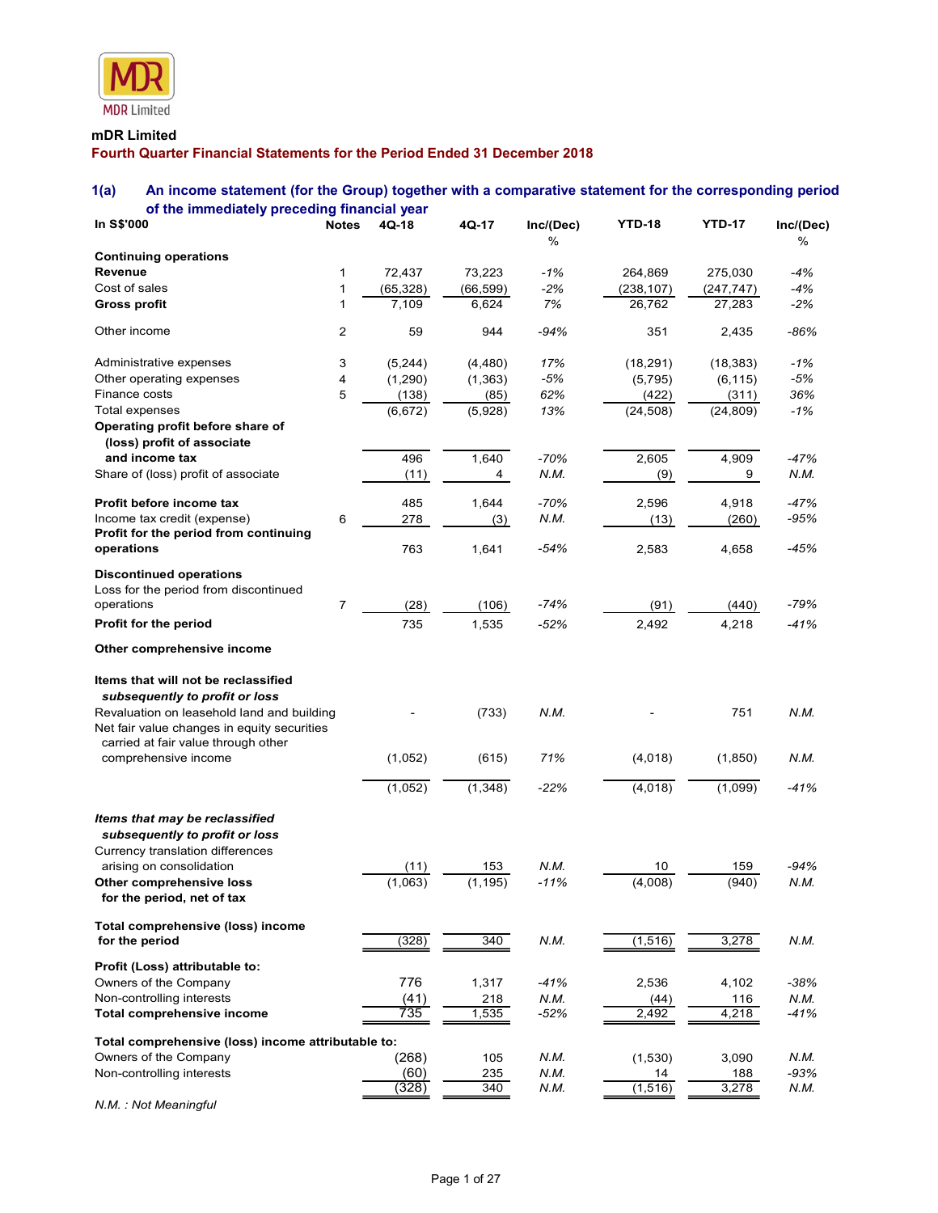MDR Limited

**mDR Limited**

**Fourth Quarter Financial Statements for the Period Ended 31 December 2018**

## 1(a) An income statement (for the Group) together with a comparative statement for the corresponding period of the immediately preceding financial year

| In S$'000 | Notes | 4Q-18 | 4Q-17 | Inc/(Dec) % | YTD-18 | YTD-17 | Inc/(Dec) % |
|---|---|---|---|---|---|---|---|
| **Continuing operations** | | | | | | | |
| **Revenue** | 1 | 72,437 | 73,223 | -1% | 264,869 | 275,030 | -4% |
| Cost of sales | 1 | (65,328) | (66,599) | -2% | (238,107) | (247,747) | -4% |
| **Gross profit** | 1 | 7,109 | 6,624 | 7% | 26,762 | 27,283 | -2% |
| Other income | 2 | 59 | 944 | -94% | 351 | 2,435 | -86% |
| Administrative expenses | 3 | (5,244) | (4,480) | 17% | (18,291) | (18,383) | -1% |
| Other operating expenses | 4 | (1,290) | (1,363) | -5% | (5,795) | (6,115) | -5% |
| Finance costs | 5 | (138) | (85) | 62% | (422) | (311) | 36% |
| Total expenses | | (6,672) | (5,928) | 13% | (24,508) | (24,809) | -1% |
| **Operating profit before share of (loss) profit of associate and income tax** | | 496 | 1,640 | -70% | 2,605 | 4,909 | -47% |
| Share of (loss) profit of associate | | (11) | 4 | N.M. | (9) | 9 | N.M. |
| **Profit before income tax** | | 485 | 1,644 | -70% | 2,596 | 4,918 | -47% |
| Income tax credit (expense) | 6 | 278 | (3) | N.M. | (13) | (260) | -95% |
| **Profit for the period from continuing operations** | | 763 | 1,641 | -54% | 2,583 | 4,658 | -45% |
| **Discontinued operations** | | | | | | | |
| Loss for the period from discontinued operations | 7 | (28) | (106) | -74% | (91) | (440) | -79% |
| **Profit for the period** | | 735 | 1,535 | -52% | 2,492 | 4,218 | -41% |
| **Other comprehensive income** | | | | | | | |
| ***Items that will not be reclassified subsequently to profit or loss*** | | | | | | | |
| Revaluation on leasehold land and building | | - | (733) | N.M. | - | 751 | N.M. |
| Net fair value changes in equity securities carried at fair value through other comprehensive income | | (1,052) | (615) | 71% | (4,018) | (1,850) | N.M. |
| | | (1,052) | (1,348) | -22% | (4,018) | (1,099) | -41% |
| ***Items that may be reclassified subsequently to profit or loss*** | | | | | | | |
| Currency translation differences arising on consolidation | | (11) | 153 | N.M. | 10 | 159 | -94% |
| **Other comprehensive loss for the period, net of tax** | | (1,063) | (1,195) | -11% | (4,008) | (940) | N.M. |
| **Total comprehensive (loss) income for the period** | | (328) | 340 | N.M. | (1,516) | 3,278 | N.M. |
| **Profit (Loss) attributable to:** | | | | | | | |
| Owners of the Company | | 776 | 1,317 | -41% | 2,536 | 4,102 | -38% |
| Non-controlling interests | | (41) | 218 | N.M. | (44) | 116 | N.M. |
| **Total comprehensive income** | | 735 | 1,535 | -52% | 2,492 | 4,218 | -41% |
| **Total comprehensive (loss) income attributable to:** | | | | | | | |
| Owners of the Company | | (268) | 105 | N.M. | (1,530) | 3,090 | N.M. |
| Non-controlling interests | | (60) | 235 | N.M. | 14 | 188 | -93% |
| | | (328) | 340 | N.M. | (1,516) | 3,278 | N.M. |

*N.M. : Not Meaningful*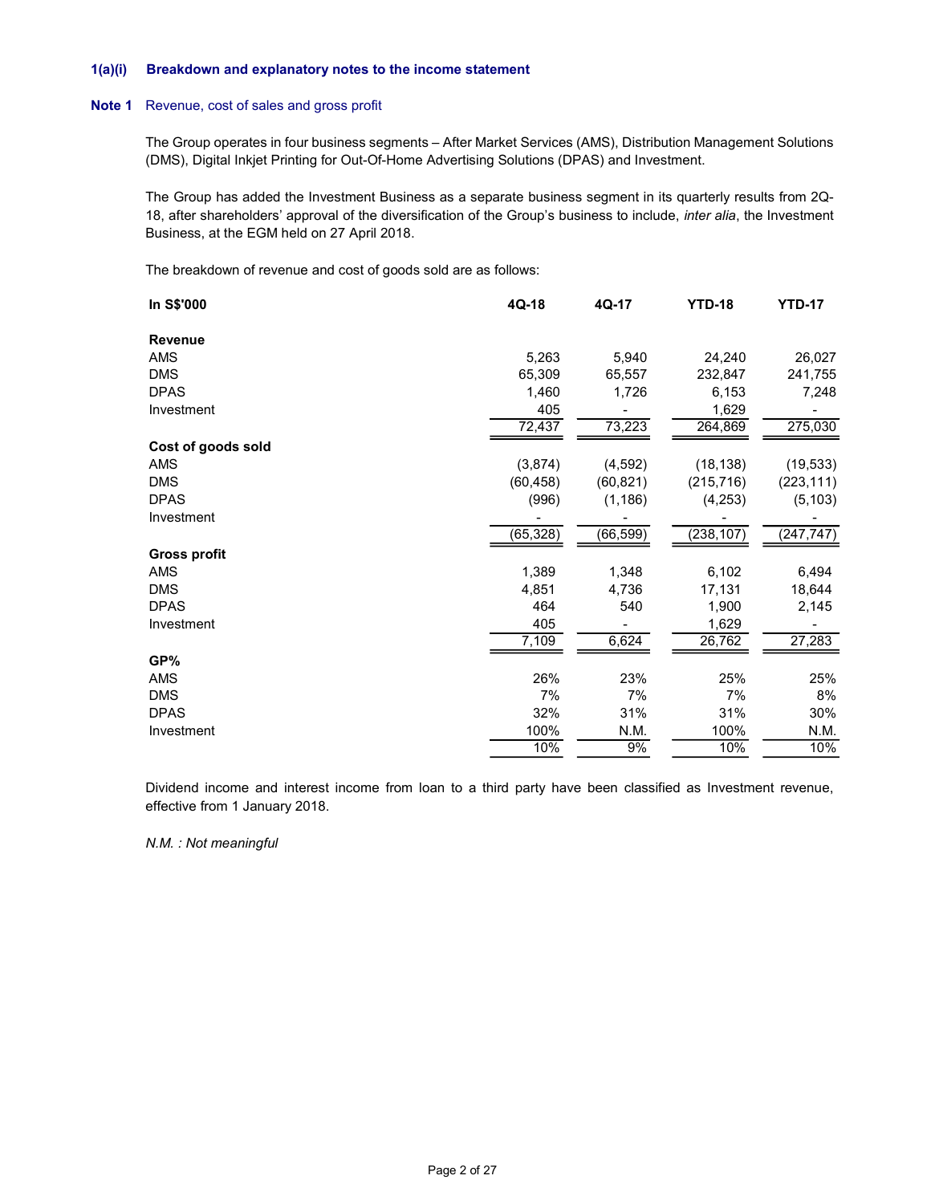## 1(a)(i) Breakdown and explanatory notes to the income statement

### Note 1 Revenue, cost of sales and gross profit

The Group operates in four business segments – After Market Services (AMS), Distribution Management Solutions (DMS), Digital Inkjet Printing for Out-Of-Home Advertising Solutions (DPAS) and Investment.

The Group has added the Investment Business as a separate business segment in its quarterly results from 2Q-18, after shareholders' approval of the diversification of the Group's business to include, *inter alia*, the Investment Business, at the EGM held on 27 April 2018.

The breakdown of revenue and cost of goods sold are as follows:

| In S$'000 | 4Q-18 | 4Q-17 | YTD-18 | YTD-17 |
|---|---|---|---|---|
| **Revenue** | | | | |
| AMS | 5,263 | 5,940 | 24,240 | 26,027 |
| DMS | 65,309 | 65,557 | 232,847 | 241,755 |
| DPAS | 1,460 | 1,726 | 6,153 | 7,248 |
| Investment | 405 | - | 1,629 | - |
| | 72,437 | 73,223 | 264,869 | 275,030 |
| **Cost of goods sold** | | | | |
| AMS | (3,874) | (4,592) | (18,138) | (19,533) |
| DMS | (60,458) | (60,821) | (215,716) | (223,111) |
| DPAS | (996) | (1,186) | (4,253) | (5,103) |
| Investment | - | - | - | - |
| | (65,328) | (66,599) | (238,107) | (247,747) |
| **Gross profit** | | | | |
| AMS | 1,389 | 1,348 | 6,102 | 6,494 |
| DMS | 4,851 | 4,736 | 17,131 | 18,644 |
| DPAS | 464 | 540 | 1,900 | 2,145 |
| Investment | 405 | - | 1,629 | - |
| | 7,109 | 6,624 | 26,762 | 27,283 |
| **GP%** | | | | |
| AMS | 26% | 23% | 25% | 25% |
| DMS | 7% | 7% | 7% | 8% |
| DPAS | 32% | 31% | 31% | 30% |
| Investment | 100% | N.M. | 100% | N.M. |
| | 10% | 9% | 10% | 10% |

Dividend income and interest income from loan to a third party have been classified as Investment revenue, effective from 1 January 2018.

*N.M. : Not meaningful*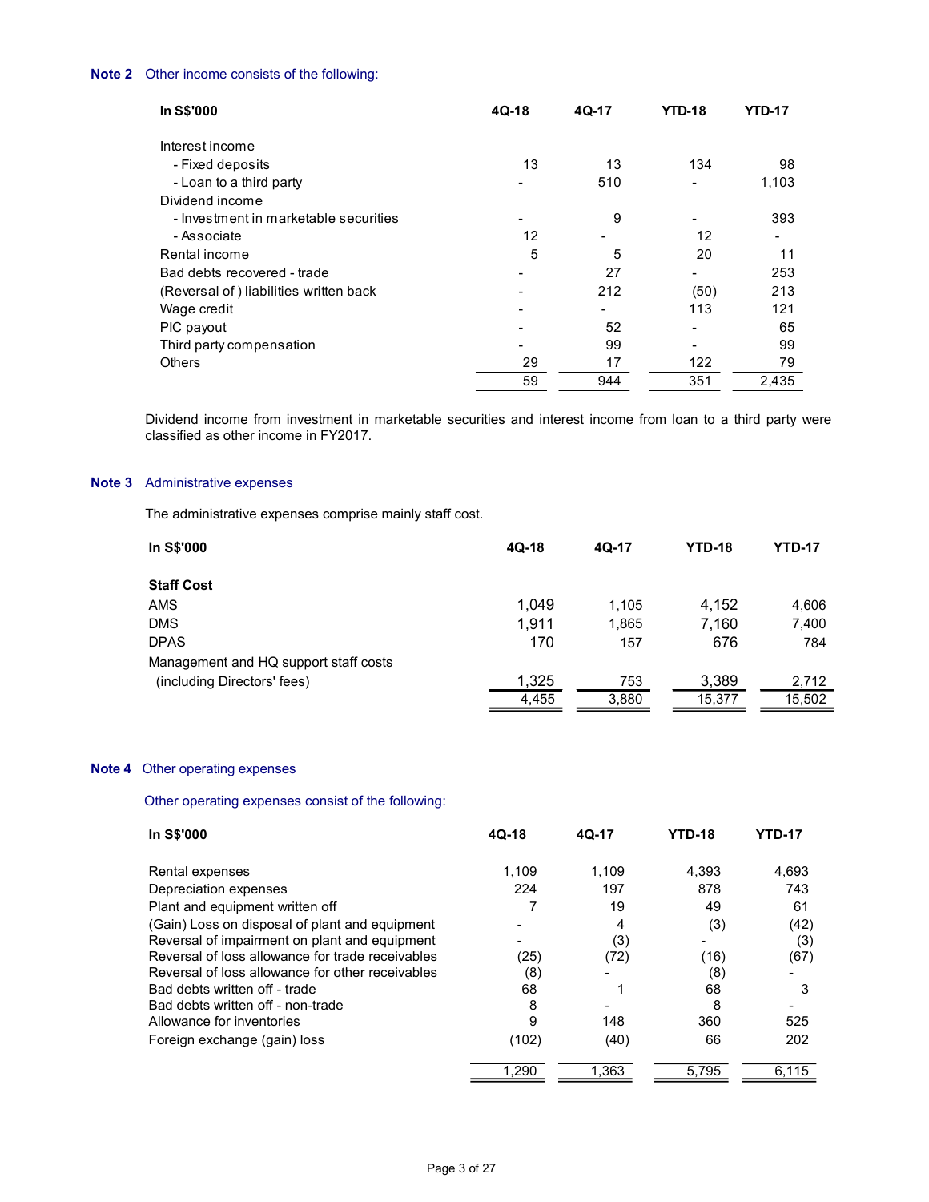**Note 2** Other income consists of the following:

| In S$'000 | 4Q-18 | 4Q-17 | YTD-18 | YTD-17 |
|---|---|---|---|---|
| Interest income | | | | |
| - Fixed deposits | 13 | 13 | 134 | 98 |
| - Loan to a third party | - | 510 | - | 1,103 |
| Dividend income | | | | |
| - Investment in marketable securities | - | 9 | - | 393 |
| - Associate | 12 | - | 12 | - |
| Rental income | 5 | 5 | 20 | 11 |
| Bad debts recovered - trade | - | 27 | - | 253 |
| (Reversal of ) liabilities written back | - | 212 | (50) | 213 |
| Wage credit | - | - | 113 | 121 |
| PIC payout | - | 52 | - | 65 |
| Third party compensation | - | 99 | - | 99 |
| Others | 29 | 17 | 122 | 79 |
| | 59 | 944 | 351 | 2,435 |

Dividend income from investment in marketable securities and interest income from loan to a third party were classified as other income in FY2017.

**Note 3** Administrative expenses

The administrative expenses comprise mainly staff cost.

| In S$'000 | 4Q-18 | 4Q-17 | YTD-18 | YTD-17 |
|---|---|---|---|---|
| **Staff Cost** | | | | |
| AMS | 1,049 | 1,105 | 4,152 | 4,606 |
| DMS | 1,911 | 1,865 | 7,160 | 7,400 |
| DPAS | 170 | 157 | 676 | 784 |
| Management and HQ support staff costs (including Directors' fees) | 1,325 | 753 | 3,389 | 2,712 |
| | 4,455 | 3,880 | 15,377 | 15,502 |

**Note 4** Other operating expenses

Other operating expenses consist of the following:

| In S$'000 | 4Q-18 | 4Q-17 | YTD-18 | YTD-17 |
|---|---|---|---|---|
| Rental expenses | 1,109 | 1,109 | 4,393 | 4,693 |
| Depreciation expenses | 224 | 197 | 878 | 743 |
| Plant and equipment written off | 7 | 19 | 49 | 61 |
| (Gain) Loss on disposal of plant and equipment | - | 4 | (3) | (42) |
| Reversal of impairment on plant and equipment | - | (3) | - | (3) |
| Reversal of loss allowance for trade receivables | (25) | (72) | (16) | (67) |
| Reversal of loss allowance for other receivables | (8) | - | (8) | - |
| Bad debts written off - trade | 68 | 1 | 68 | 3 |
| Bad debts written off - non-trade | 8 | - | 8 | - |
| Allowance for inventories | 9 | 148 | 360 | 525 |
| Foreign exchange (gain) loss | (102) | (40) | 66 | 202 |
| | 1,290 | 1,363 | 5,795 | 6,115 |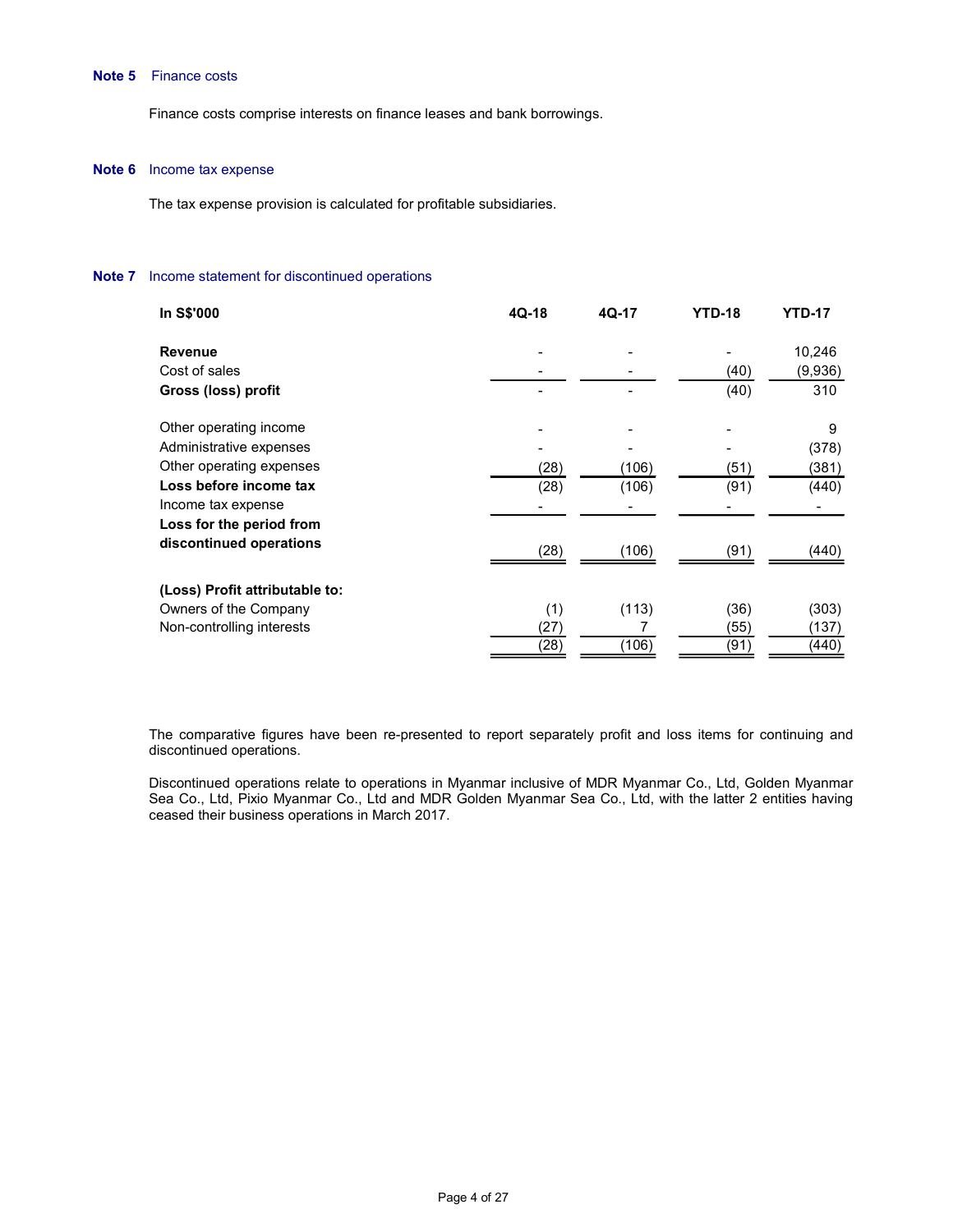**Note 5** Finance costs

Finance costs comprise interests on finance leases and bank borrowings.

**Note 6** Income tax expense

The tax expense provision is calculated for profitable subsidiaries.

**Note 7** Income statement for discontinued operations

| In S$'000 | 4Q-18 | 4Q-17 | YTD-18 | YTD-17 |
|---|---|---|---|---|
| **Revenue** | - | - | - | 10,246 |
| Cost of sales | - | - | (40) | (9,936) |
| **Gross (loss) profit** | - | - | (40) | 310 |
| | | | | |
| Other operating income | - | - | - | 9 |
| Administrative expenses | - | - | - | (378) |
| Other operating expenses | (28) | (106) | (51) | (381) |
| **Loss before income tax** | (28) | (106) | (91) | (440) |
| Income tax expense | - | - | - | - |
| **Loss for the period from discontinued operations** | (28) | (106) | (91) | (440) |
| | | | | |
| **(Loss) Profit attributable to:** | | | | |
| Owners of the Company | (1) | (113) | (36) | (303) |
| Non-controlling interests | (27) | 7 | (55) | (137) |
| | (28) | (106) | (91) | (440) |

The comparative figures have been re-presented to report separately profit and loss items for continuing and discontinued operations.

Discontinued operations relate to operations in Myanmar inclusive of MDR Myanmar Co., Ltd, Golden Myanmar Sea Co., Ltd, Pixio Myanmar Co., Ltd and MDR Golden Myanmar Sea Co., Ltd, with the latter 2 entities having ceased their business operations in March 2017.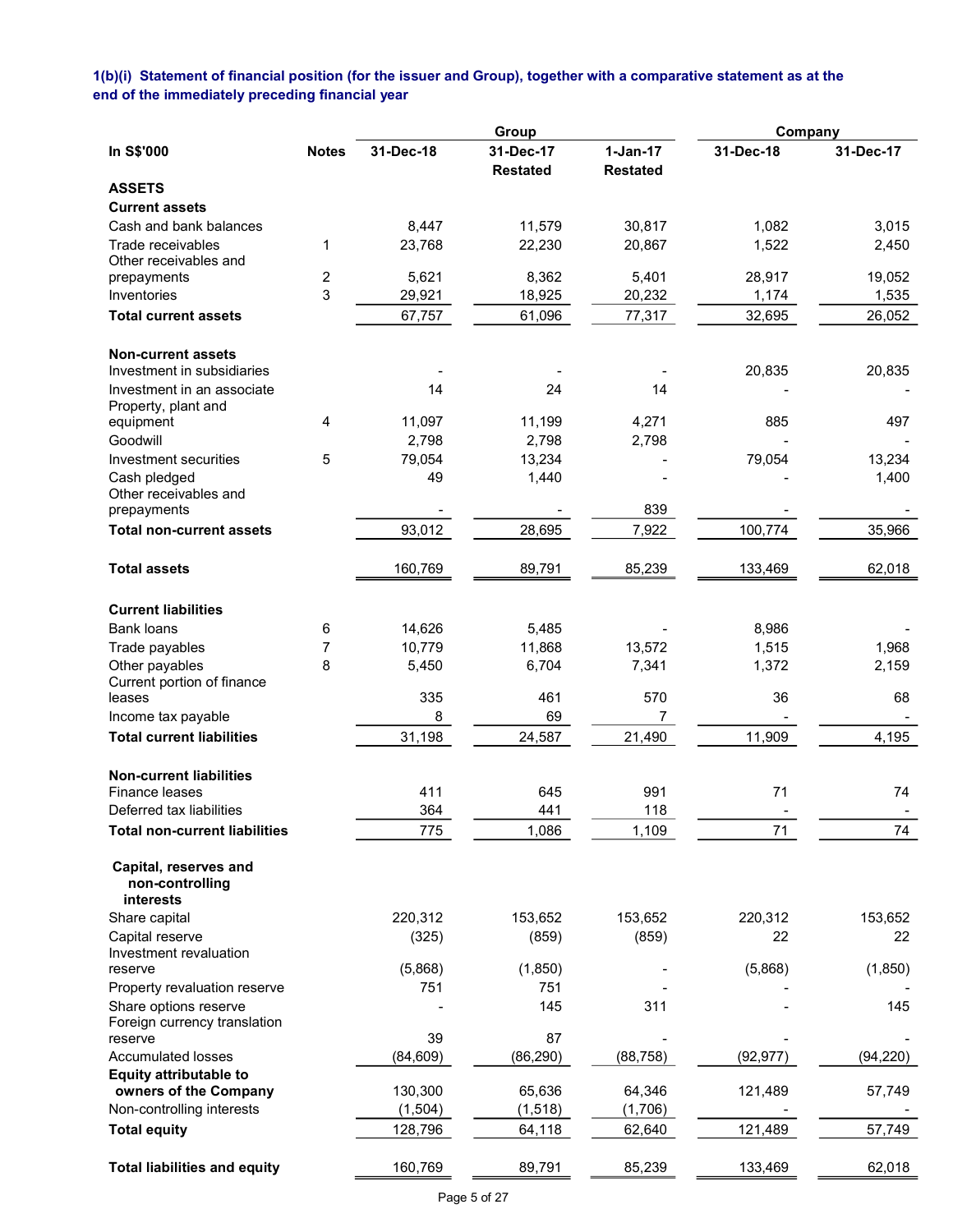**1(b)(i) Statement of financial position (for the issuer and Group), together with a comparative statement as at the end of the immediately preceding financial year**

| In S$'000 | Notes | Group | | | Company | |
|---|---|---|---|---|---|---|
| | | 31-Dec-18 | 31-Dec-17 Restated | 1-Jan-17 Restated | 31-Dec-18 | 31-Dec-17 |
| **ASSETS** | | | | | | |
| **Current assets** | | | | | | |
| Cash and bank balances | | 8,447 | 11,579 | 30,817 | 1,082 | 3,015 |
| Trade receivables | 1 | 23,768 | 22,230 | 20,867 | 1,522 | 2,450 |
| Other receivables and prepayments | 2 | 5,621 | 8,362 | 5,401 | 28,917 | 19,052 |
| Inventories | 3 | 29,921 | 18,925 | 20,232 | 1,174 | 1,535 |
| **Total current assets** | | 67,757 | 61,096 | 77,317 | 32,695 | 26,052 |
| | | | | | | |
| **Non-current assets** | | | | | | |
| Investment in subsidiaries | | - | - | - | 20,835 | 20,835 |
| Investment in an associate | | 14 | 24 | 14 | - | - |
| Property, plant and equipment | 4 | 11,097 | 11,199 | 4,271 | 885 | 497 |
| Goodwill | | 2,798 | 2,798 | 2,798 | - | - |
| Investment securities | 5 | 79,054 | 13,234 | - | 79,054 | 13,234 |
| Cash pledged | | 49 | 1,440 | - | - | 1,400 |
| Other receivables and prepayments | | - | - | 839 | - | - |
| **Total non-current assets** | | 93,012 | 28,695 | 7,922 | 100,774 | 35,966 |
| | | | | | | |
| **Total assets** | | 160,769 | 89,791 | 85,239 | 133,469 | 62,018 |
| | | | | | | |
| **Current liabilities** | | | | | | |
| Bank loans | 6 | 14,626 | 5,485 | - | 8,986 | - |
| Trade payables | 7 | 10,779 | 11,868 | 13,572 | 1,515 | 1,968 |
| Other payables | 8 | 5,450 | 6,704 | 7,341 | 1,372 | 2,159 |
| Current portion of finance leases | | 335 | 461 | 570 | 36 | 68 |
| Income tax payable | | 8 | 69 | 7 | - | - |
| **Total current liabilities** | | 31,198 | 24,587 | 21,490 | 11,909 | 4,195 |
| | | | | | | |
| **Non-current liabilities** | | | | | | |
| Finance leases | | 411 | 645 | 991 | 71 | 74 |
| Deferred tax liabilities | | 364 | 441 | 118 | - | - |
| **Total non-current liabilities** | | 775 | 1,086 | 1,109 | 71 | 74 |
| | | | | | | |
| **Capital, reserves and non-controlling interests** | | | | | | |
| Share capital | | 220,312 | 153,652 | 153,652 | 220,312 | 153,652 |
| Capital reserve | | (325) | (859) | (859) | 22 | 22 |
| Investment revaluation reserve | | (5,868) | (1,850) | - | (5,868) | (1,850) |
| Property revaluation reserve | | 751 | 751 | - | - | - |
| Share options reserve | | - | 145 | 311 | - | 145 |
| Foreign currency translation reserve | | 39 | 87 | - | - | - |
| Accumulated losses | | (84,609) | (86,290) | (88,758) | (92,977) | (94,220) |
| **Equity attributable to owners of the Company** | | 130,300 | 65,636 | 64,346 | 121,489 | 57,749 |
| Non-controlling interests | | (1,504) | (1,518) | (1,706) | - | - |
| **Total equity** | | 128,796 | 64,118 | 62,640 | 121,489 | 57,749 |
| | | | | | | |
| **Total liabilities and equity** | | 160,769 | 89,791 | 85,239 | 133,469 | 62,018 |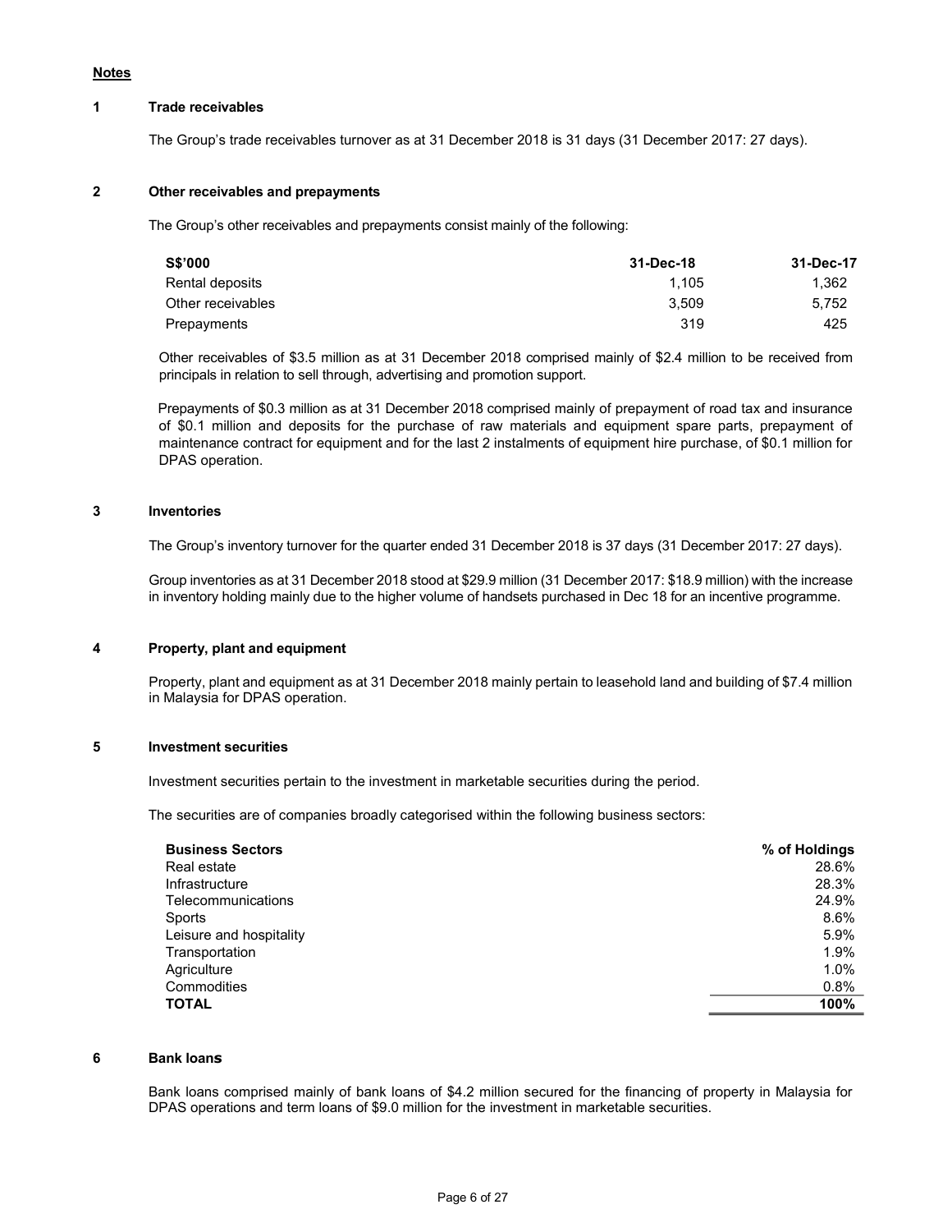**Notes**

**1 Trade receivables**

The Group's trade receivables turnover as at 31 December 2018 is 31 days (31 December 2017: 27 days).

**2 Other receivables and prepayments**

The Group's other receivables and prepayments consist mainly of the following:

| S$'000 | 31-Dec-18 | 31-Dec-17 |
|---|---|---|
| Rental deposits | 1,105 | 1,362 |
| Other receivables | 3,509 | 5,752 |
| Prepayments | 319 | 425 |

Other receivables of $3.5 million as at 31 December 2018 comprised mainly of $2.4 million to be received from principals in relation to sell through, advertising and promotion support.

Prepayments of $0.3 million as at 31 December 2018 comprised mainly of prepayment of road tax and insurance of $0.1 million and deposits for the purchase of raw materials and equipment spare parts, prepayment of maintenance contract for equipment and for the last 2 instalments of equipment hire purchase, of $0.1 million for DPAS operation.

**3 Inventories**

The Group's inventory turnover for the quarter ended 31 December 2018 is 37 days (31 December 2017: 27 days).

Group inventories as at 31 December 2018 stood at $29.9 million (31 December 2017: $18.9 million) with the increase in inventory holding mainly due to the higher volume of handsets purchased in Dec 18 for an incentive programme.

**4 Property, plant and equipment**

Property, plant and equipment as at 31 December 2018 mainly pertain to leasehold land and building of $7.4 million in Malaysia for DPAS operation.

**5 Investment securities**

Investment securities pertain to the investment in marketable securities during the period.

The securities are of companies broadly categorised within the following business sectors:

| Business Sectors | % of Holdings |
|---|---|
| Real estate | 28.6% |
| Infrastructure | 28.3% |
| Telecommunications | 24.9% |
| Sports | 8.6% |
| Leisure and hospitality | 5.9% |
| Transportation | 1.9% |
| Agriculture | 1.0% |
| Commodities | 0.8% |
| **TOTAL** | **100%** |

**6 Bank loans**

Bank loans comprised mainly of bank loans of $4.2 million secured for the financing of property in Malaysia for DPAS operations and term loans of $9.0 million for the investment in marketable securities.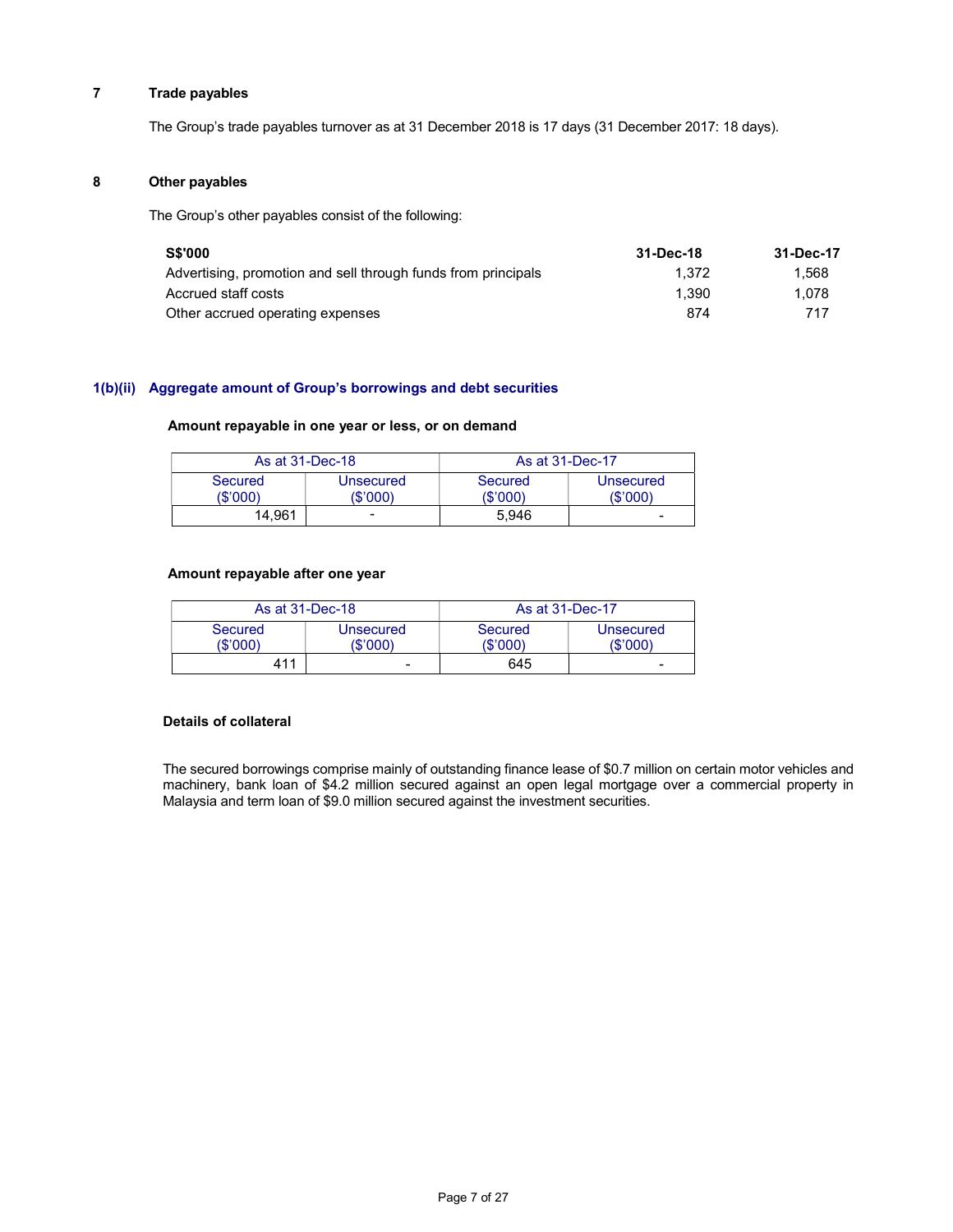## 7 Trade payables

The Group's trade payables turnover as at 31 December 2018 is 17 days (31 December 2017: 18 days).

## 8 Other payables

The Group's other payables consist of the following:

| S$'000 | 31-Dec-18 | 31-Dec-17 |
|---|---|---|
| Advertising, promotion and sell through funds from principals | 1,372 | 1,568 |
| Accrued staff costs | 1,390 | 1,078 |
| Other accrued operating expenses | 874 | 717 |

## 1(b)(ii) Aggregate amount of Group's borrowings and debt securities

**Amount repayable in one year or less, or on demand**

| As at 31-Dec-18 | | As at 31-Dec-17 | |
|---|---|---|---|
| Secured ($'000) | Unsecured ($'000) | Secured ($'000) | Unsecured ($'000) |
| 14,961 | - | 5,946 | - |

**Amount repayable after one year**

| As at 31-Dec-18 | | As at 31-Dec-17 | |
|---|---|---|---|
| Secured ($'000) | Unsecured ($'000) | Secured ($'000) | Unsecured ($'000) |
| 411 | - | 645 | - |

**Details of collateral**

The secured borrowings comprise mainly of outstanding finance lease of $0.7 million on certain motor vehicles and machinery, bank loan of $4.2 million secured against an open legal mortgage over a commercial property in Malaysia and term loan of $9.0 million secured against the investment securities.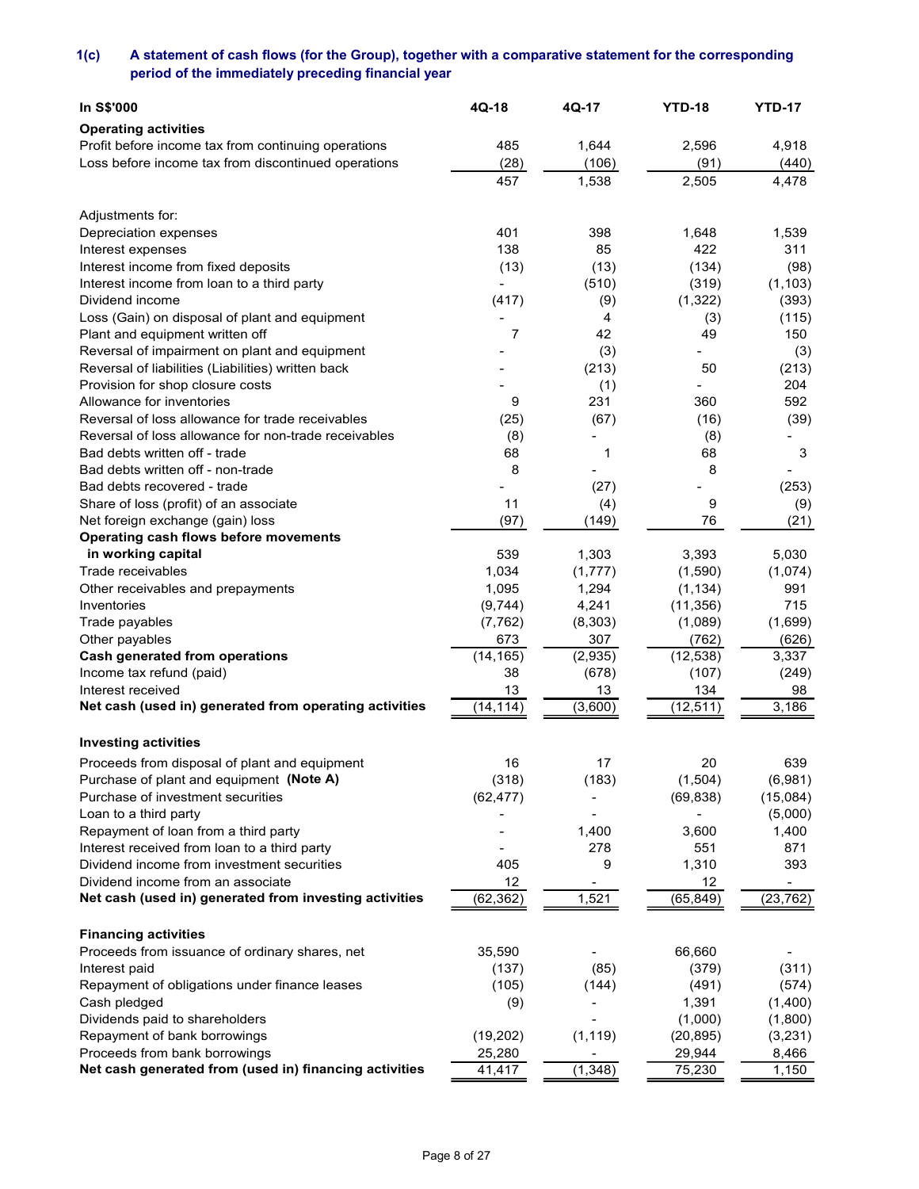### 1(c) A statement of cash flows (for the Group), together with a comparative statement for the corresponding period of the immediately preceding financial year

| In S$'000 | 4Q-18 | 4Q-17 | YTD-18 | YTD-17 |
|---|---|---|---|---|
| **Operating activities** | | | | |
| Profit before income tax from continuing operations | 485 | 1,644 | 2,596 | 4,918 |
| Loss before income tax from discontinued operations | (28) | (106) | (91) | (440) |
| | 457 | 1,538 | 2,505 | 4,478 |
| Adjustments for: | | | | |
| Depreciation expenses | 401 | 398 | 1,648 | 1,539 |
| Interest expenses | 138 | 85 | 422 | 311 |
| Interest income from fixed deposits | (13) | (13) | (134) | (98) |
| Interest income from loan to a third party | - | (510) | (319) | (1,103) |
| Dividend income | (417) | (9) | (1,322) | (393) |
| Loss (Gain) on disposal of plant and equipment | - | 4 | (3) | (115) |
| Plant and equipment written off | 7 | 42 | 49 | 150 |
| Reversal of impairment on plant and equipment | - | (3) | - | (3) |
| Reversal of liabilities (Liabilities) written back | - | (213) | 50 | (213) |
| Provision for shop closure costs | - | (1) | - | 204 |
| Allowance for inventories | 9 | 231 | 360 | 592 |
| Reversal of loss allowance for trade receivables | (25) | (67) | (16) | (39) |
| Reversal of loss allowance for non-trade receivables | (8) | - | (8) | - |
| Bad debts written off - trade | 68 | 1 | 68 | 3 |
| Bad debts written off - non-trade | 8 | - | 8 | - |
| Bad debts recovered - trade | - | (27) | - | (253) |
| Share of loss (profit) of an associate | 11 | (4) | 9 | (9) |
| Net foreign exchange (gain) loss | (97) | (149) | 76 | (21) |
| **Operating cash flows before movements in working capital** | 539 | 1,303 | 3,393 | 5,030 |
| Trade receivables | 1,034 | (1,777) | (1,590) | (1,074) |
| Other receivables and prepayments | 1,095 | 1,294 | (1,134) | 991 |
| Inventories | (9,744) | 4,241 | (11,356) | 715 |
| Trade payables | (7,762) | (8,303) | (1,089) | (1,699) |
| Other payables | 673 | 307 | (762) | (626) |
| **Cash generated from operations** | (14,165) | (2,935) | (12,538) | 3,337 |
| Income tax refund (paid) | 38 | (678) | (107) | (249) |
| Interest received | 13 | 13 | 134 | 98 |
| **Net cash (used in) generated from operating activities** | (14,114) | (3,600) | (12,511) | 3,186 |
| **Investing activities** | | | | |
| Proceeds from disposal of plant and equipment | 16 | 17 | 20 | 639 |
| Purchase of plant and equipment **(Note A)** | (318) | (183) | (1,504) | (6,981) |
| Purchase of investment securities | (62,477) | - | (69,838) | (15,084) |
| Loan to a third party | - | - | - | (5,000) |
| Repayment of loan from a third party | - | 1,400 | 3,600 | 1,400 |
| Interest received from loan to a third party | - | 278 | 551 | 871 |
| Dividend income from investment securities | 405 | 9 | 1,310 | 393 |
| Dividend income from an associate | 12 | - | 12 | - |
| **Net cash (used in) generated from investing activities** | (62,362) | 1,521 | (65,849) | (23,762) |
| **Financing activities** | | | | |
| Proceeds from issuance of ordinary shares, net | 35,590 | - | 66,660 | - |
| Interest paid | (137) | (85) | (379) | (311) |
| Repayment of obligations under finance leases | (105) | (144) | (491) | (574) |
| Cash pledged | (9) | - | 1,391 | (1,400) |
| Dividends paid to shareholders | - | - | (1,000) | (1,800) |
| Repayment of bank borrowings | (19,202) | (1,119) | (20,895) | (3,231) |
| Proceeds from bank borrowings | 25,280 | - | 29,944 | 8,466 |
| **Net cash generated from (used in) financing activities** | 41,417 | (1,348) | 75,230 | 1,150 |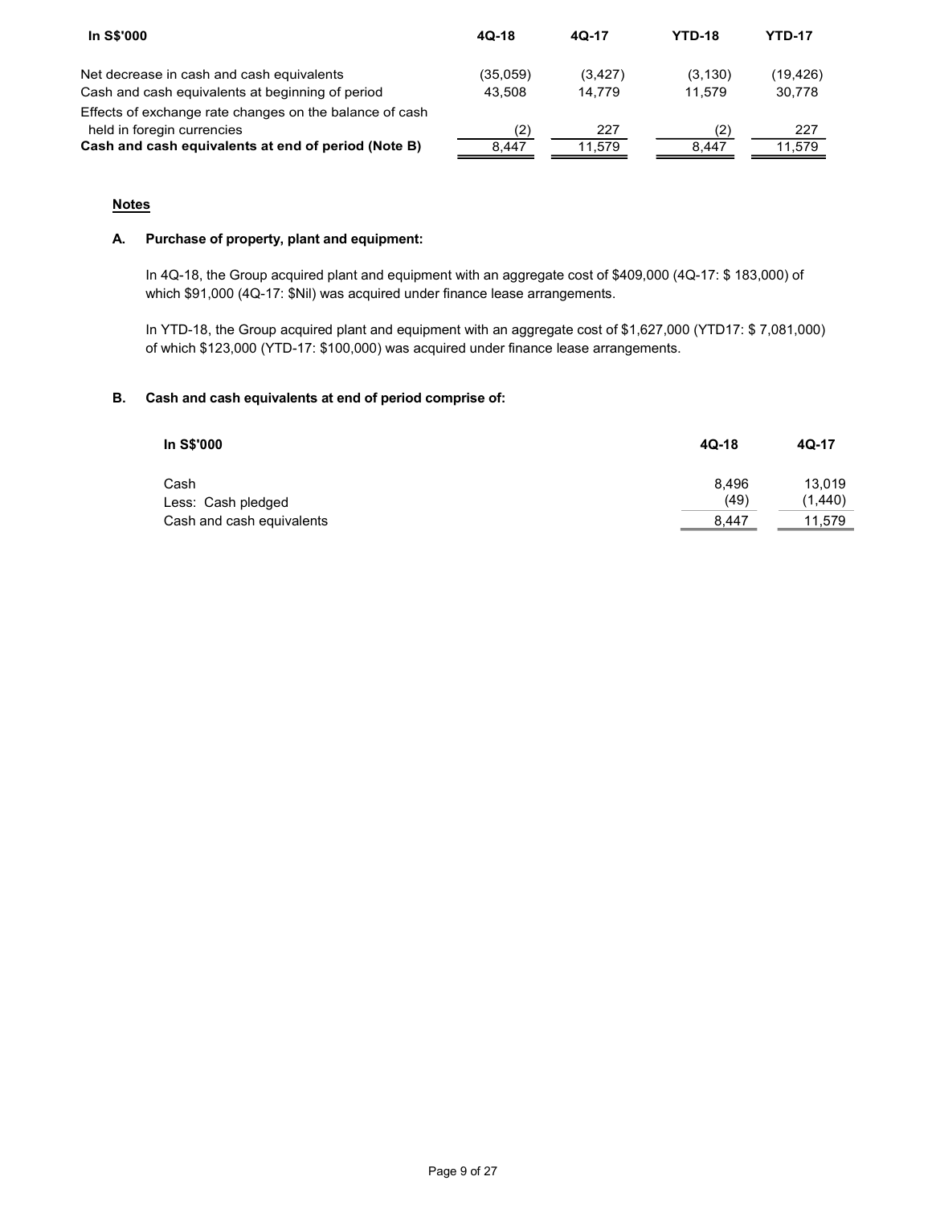| In S$'000 | 4Q-18 | 4Q-17 | YTD-18 | YTD-17 |
|---|---|---|---|---|
| Net decrease in cash and cash equivalents | (35,059) | (3,427) | (3,130) | (19,426) |
| Cash and cash equivalents at beginning of period | 43,508 | 14,779 | 11,579 | 30,778 |
| Effects of exchange rate changes on the balance of cash held in foregin currencies | (2) | 227 | (2) | 227 |
| **Cash and cash equivalents at end of period (Note B)** | 8,447 | 11,579 | 8,447 | 11,579 |

**Notes**

**A. Purchase of property, plant and equipment:**

In 4Q-18, the Group acquired plant and equipment with an aggregate cost of $409,000 (4Q-17: $ 183,000) of which $91,000 (4Q-17: $Nil) was acquired under finance lease arrangements.

In YTD-18, the Group acquired plant and equipment with an aggregate cost of $1,627,000 (YTD17: $ 7,081,000) of which $123,000 (YTD-17: $100,000) was acquired under finance lease arrangements.

**B. Cash and cash equivalents at end of period comprise of:**

| In S$'000 | 4Q-18 | 4Q-17 |
|---|---|---|
| Cash | 8,496 | 13,019 |
| Less: Cash pledged | (49) | (1,440) |
| Cash and cash equivalents | 8,447 | 11,579 |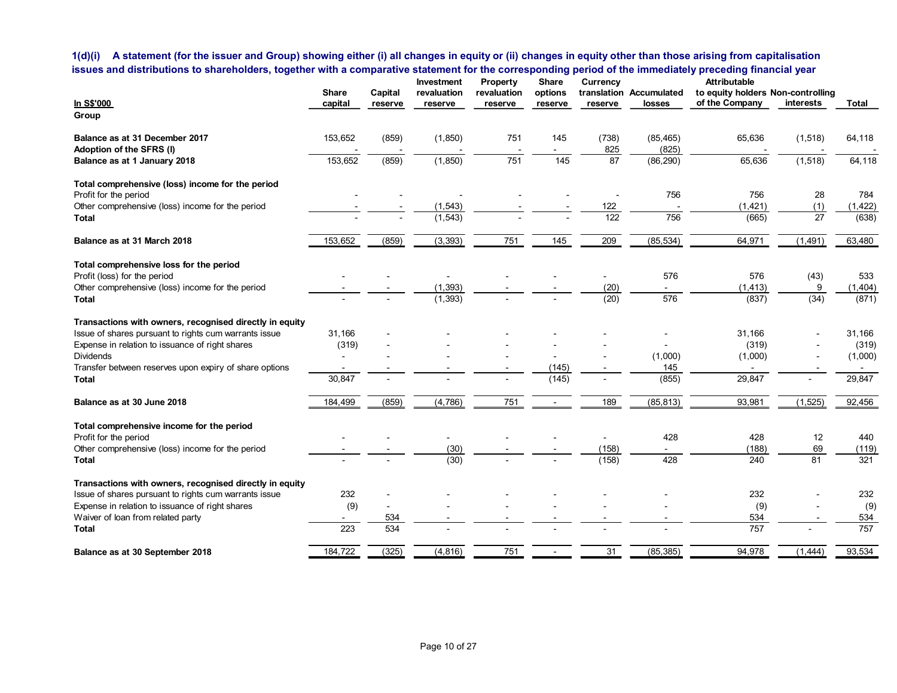**1(d)(i) A statement (for the issuer and Group) showing either (i) all changes in equity or (ii) changes in equity other than those arising from capitalisation issues and distributions to shareholders, together with a comparative statement for the corresponding period of the immediately preceding financial year**

| In S$'000 | Share capital | Capital reserve | Investment revaluation reserve | Property revaluation reserve | Share options reserve | Currency translation reserve | Accumulated losses | Attributable to equity holders of the Company | Non-controlling interests | Total |
|---|---|---|---|---|---|---|---|---|---|---|
| **Group** | | | | | | | | | | |
| **Balance as at 31 December 2017** | 153,652 | (859) | (1,850) | 751 | 145 | (738) | (85,465) | 65,636 | (1,518) | 64,118 |
| **Adoption of the SFRS (I)** | - | - | - | - | - | 825 | (825) | - | - | - |
| **Balance as at 1 January 2018** | 153,652 | (859) | (1,850) | 751 | 145 | 87 | (86,290) | 65,636 | (1,518) | 64,118 |
| **Total comprehensive (loss) income for the period** | | | | | | | | | | |
| Profit for the period | - | - | - | - | - | - | 756 | 756 | 28 | 784 |
| Other comprehensive (loss) income for the period | - | - | (1,543) | - | - | 122 | - | (1,421) | (1) | (1,422) |
| **Total** | - | - | (1,543) | - | - | 122 | 756 | (665) | 27 | (638) |
| **Balance as at 31 March 2018** | 153,652 | (859) | (3,393) | 751 | 145 | 209 | (85,534) | 64,971 | (1,491) | 63,480 |
| **Total comprehensive loss for the period** | | | | | | | | | | |
| Profit (loss) for the period | - | - | - | - | - | - | 576 | 576 | (43) | 533 |
| Other comprehensive (loss) income for the period | - | - | (1,393) | - | - | (20) | - | (1,413) | 9 | (1,404) |
| **Total** | - | - | (1,393) | - | - | (20) | 576 | (837) | (34) | (871) |
| **Transactions with owners, recognised directly in equity** | | | | | | | | | | |
| Issue of shares pursuant to rights cum warrants issue | 31,166 | - | - | - | - | - | - | 31,166 | - | 31,166 |
| Expense in relation to issuance of right shares | (319) | - | - | - | - | - | - | (319) | - | (319) |
| Dividends | - | - | - | - | - | - | (1,000) | (1,000) | - | (1,000) |
| Transfer between reserves upon expiry of share options | - | - | - | - | (145) | - | 145 | - | - | - |
| **Total** | 30,847 | - | - | - | (145) | - | (855) | 29,847 | - | 29,847 |
| **Balance as at 30 June 2018** | 184,499 | (859) | (4,786) | 751 | - | 189 | (85,813) | 93,981 | (1,525) | 92,456 |
| **Total comprehensive income for the period** | | | | | | | | | | |
| Profit for the period | - | - | - | - | - | - | 428 | 428 | 12 | 440 |
| Other comprehensive (loss) income for the period | - | - | (30) | - | - | (158) | - | (188) | 69 | (119) |
| **Total** | - | - | (30) | - | - | (158) | 428 | 240 | 81 | 321 |
| **Transactions with owners, recognised directly in equity** | | | | | | | | | | |
| Issue of shares pursuant to rights cum warrants issue | 232 | - | - | - | - | - | - | 232 | - | 232 |
| Expense in relation to issuance of right shares | (9) | - | - | - | - | - | - | (9) | - | (9) |
| Waiver of loan from related party | - | 534 | - | - | - | - | - | 534 | - | 534 |
| **Total** | 223 | 534 | - | - | - | - | - | 757 | - | 757 |
| **Balance as at 30 September 2018** | 184,722 | (325) | (4,816) | 751 | - | 31 | (85,385) | 94,978 | (1,444) | 93,534 |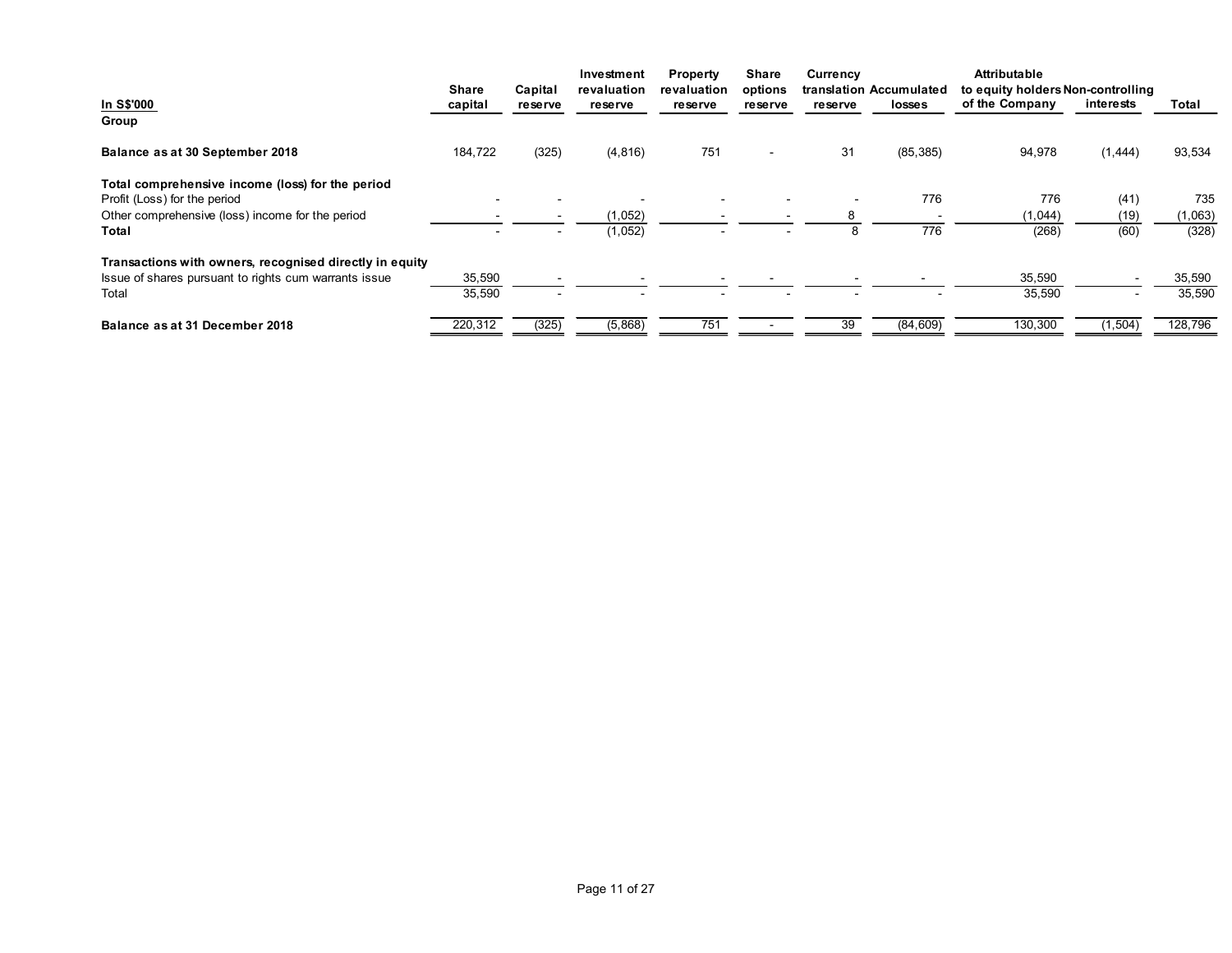| In S$'000 | Share capital | Capital reserve | Investment revaluation reserve | Property revaluation reserve | Share options reserve | Currency translation reserve | Accumulated losses | Attributable to equity holders of the Company | Non-controlling interests | Total |
|---|---|---|---|---|---|---|---|---|---|---|
| **Group** | | | | | | | | | | |
| **Balance as at 30 September 2018** | 184,722 | (325) | (4,816) | 751 | - | 31 | (85,385) | 94,978 | (1,444) | 93,534 |
| **Total comprehensive income (loss) for the period** | | | | | | | | | | |
| Profit (Loss) for the period | - | - | - | - | - | - | 776 | 776 | (41) | 735 |
| Other comprehensive (loss) income for the period | - | - | (1,052) | - | - | 8 | - | (1,044) | (19) | (1,063) |
| **Total** | - | - | (1,052) | - | - | 8 | 776 | (268) | (60) | (328) |
| **Transactions with owners, recognised directly in equity** | | | | | | | | | | |
| Issue of shares pursuant to rights cum warrants issue | 35,590 | - | - | - | - | - | - | 35,590 | - | 35,590 |
| Total | 35,590 | - | - | - | - | - | - | 35,590 | - | 35,590 |
| **Balance as at 31 December 2018** | 220,312 | (325) | (5,868) | 751 | - | 39 | (84,609) | 130,300 | (1,504) | 128,796 |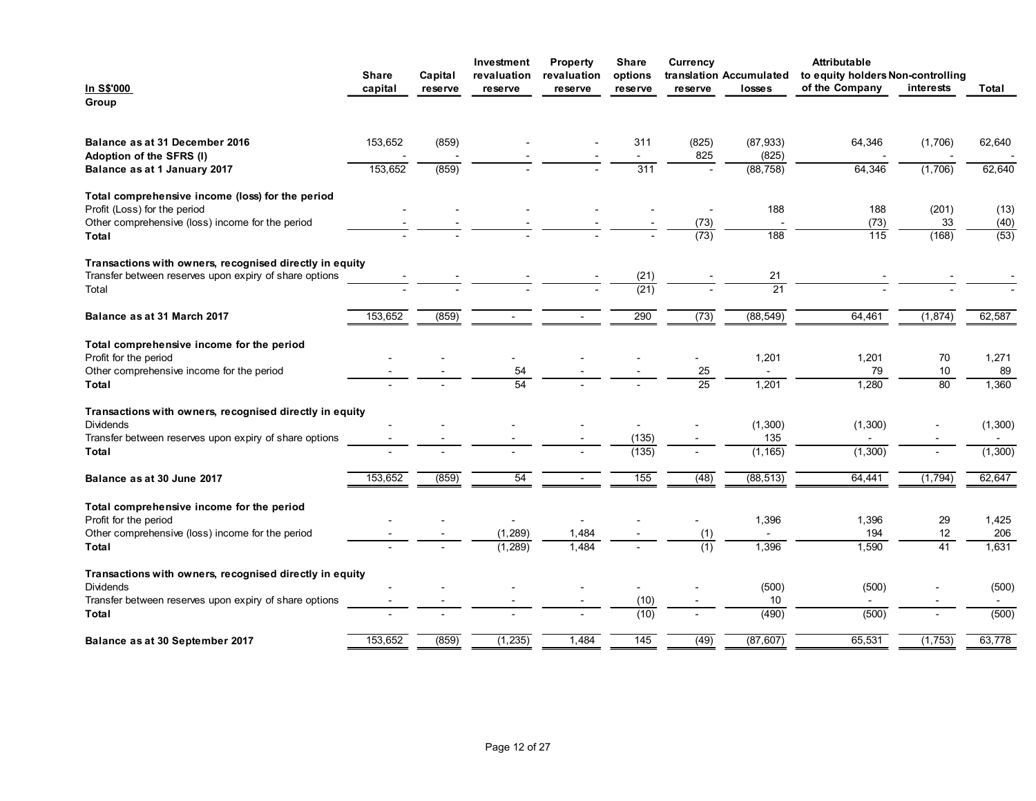| In S$'000 | Share capital | Capital reserve | Investment revaluation reserve | Property revaluation reserve | Share options reserve | Currency translation reserve | Accumulated losses | Attributable to equity holders of the Company | Non-controlling interests | Total |
|---|---|---|---|---|---|---|---|---|---|---|
| **Group** | | | | | | | | | | |
| **Balance as at 31 December 2016** | 153,652 | (859) | - | - | 311 | (825) | (87,933) | 64,346 | (1,706) | 62,640 |
| **Adoption of the SFRS (I)** | - | - | - | - | - | 825 | (825) | - | - | - |
| **Balance as at 1 January 2017** | 153,652 | (859) | - | - | 311 | - | (88,758) | 64,346 | (1,706) | 62,640 |
| **Total comprehensive income (loss) for the period** | | | | | | | | | | |
| Profit (Loss) for the period | - | - | - | - | - | - | 188 | 188 | (201) | (13) |
| Other comprehensive (loss) income for the period | - | - | - | - | - | (73) | - | (73) | 33 | (40) |
| **Total** | - | - | - | - | - | (73) | 188 | 115 | (168) | (53) |
| **Transactions with owners, recognised directly in equity** | | | | | | | | | | |
| Transfer between reserves upon expiry of share options | - | - | - | - | (21) | - | 21 | - | - | - |
| Total | - | - | - | - | (21) | - | 21 | - | - | - |
| **Balance as at 31 March 2017** | 153,652 | (859) | - | - | 290 | (73) | (88,549) | 64,461 | (1,874) | 62,587 |
| **Total comprehensive income for the period** | | | | | | | | | | |
| Profit for the period | - | - | - | - | - | - | 1,201 | 1,201 | 70 | 1,271 |
| Other comprehensive income for the period | - | - | 54 | - | - | 25 | - | 79 | 10 | 89 |
| **Total** | - | - | 54 | - | - | 25 | 1,201 | 1,280 | 80 | 1,360 |
| **Transactions with owners, recognised directly in equity** | | | | | | | | | | |
| Dividends | - | - | - | - | - | - | (1,300) | (1,300) | - | (1,300) |
| Transfer between reserves upon expiry of share options | - | - | - | - | (135) | - | 135 | - | - | - |
| **Total** | - | - | - | - | (135) | - | (1,165) | (1,300) | - | (1,300) |
| **Balance as at 30 June 2017** | 153,652 | (859) | 54 | - | 155 | (48) | (88,513) | 64,441 | (1,794) | 62,647 |
| **Total comprehensive income for the period** | | | | | | | | | | |
| Profit for the period | - | - | - | - | - | - | 1,396 | 1,396 | 29 | 1,425 |
| Other comprehensive (loss) income for the period | - | - | (1,289) | 1,484 | - | (1) | - | 194 | 12 | 206 |
| **Total** | - | - | (1,289) | 1,484 | - | (1) | 1,396 | 1,590 | 41 | 1,631 |
| **Transactions with owners, recognised directly in equity** | | | | | | | | | | |
| Dividends | - | - | - | - | - | - | (500) | (500) | - | (500) |
| Transfer between reserves upon expiry of share options | - | - | - | - | (10) | - | 10 | - | - | - |
| **Total** | - | - | - | - | (10) | - | (490) | (500) | - | (500) |
| **Balance as at 30 September 2017** | 153,652 | (859) | (1,235) | 1,484 | 145 | (49) | (87,607) | 65,531 | (1,753) | 63,778 |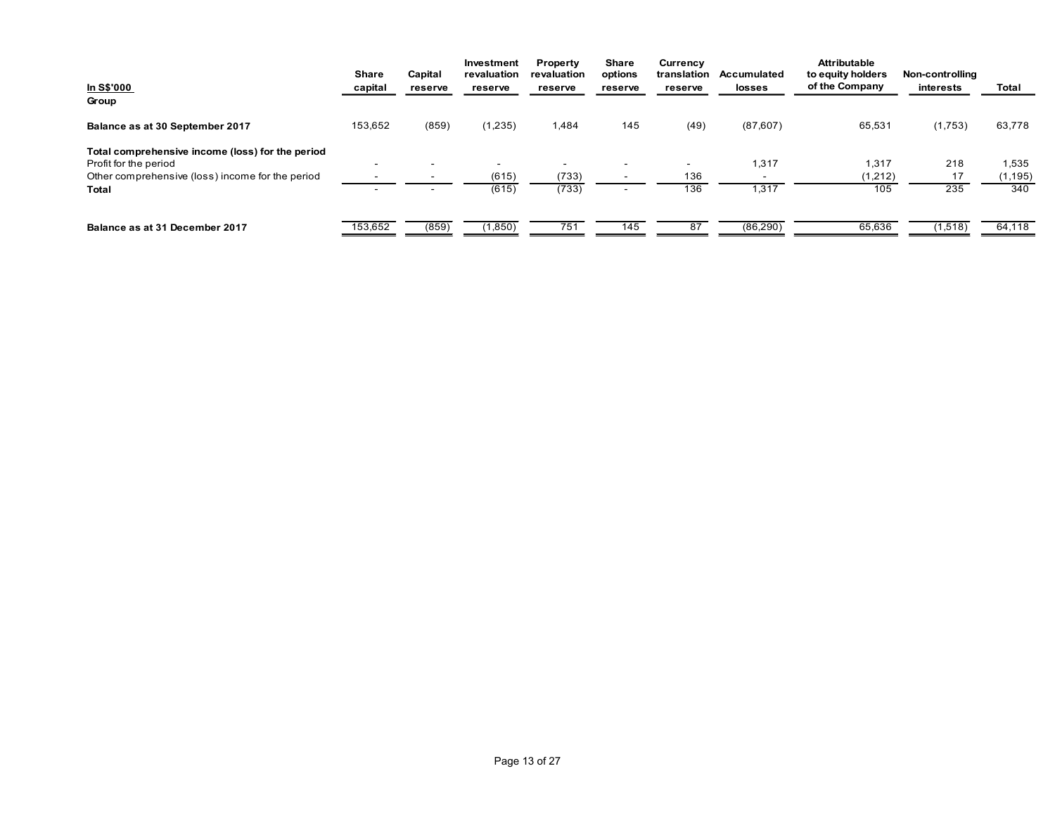| In S$'000 | Share capital | Capital reserve | Investment revaluation reserve | Property revaluation reserve | Share options reserve | Currency translation reserve | Accumulated losses | Attributable to equity holders of the Company | Non-controlling interests | Total |
|---|---|---|---|---|---|---|---|---|---|---|
| **Group** | | | | | | | | | | |
| **Balance as at 30 September 2017** | 153,652 | (859) | (1,235) | 1,484 | 145 | (49) | (87,607) | 65,531 | (1,753) | 63,778 |
| **Total comprehensive income (loss) for the period** | | | | | | | | | | |
| Profit for the period | - | - | - | - | - | - | 1,317 | 1,317 | 218 | 1,535 |
| Other comprehensive (loss) income for the period | - | - | (615) | (733) | - | 136 | - | (1,212) | 17 | (1,195) |
| **Total** | - | - | (615) | (733) | - | 136 | 1,317 | 105 | 235 | 340 |
| **Balance as at 31 December 2017** | 153,652 | (859) | (1,850) | 751 | 145 | 87 | (86,290) | 65,636 | (1,518) | 64,118 |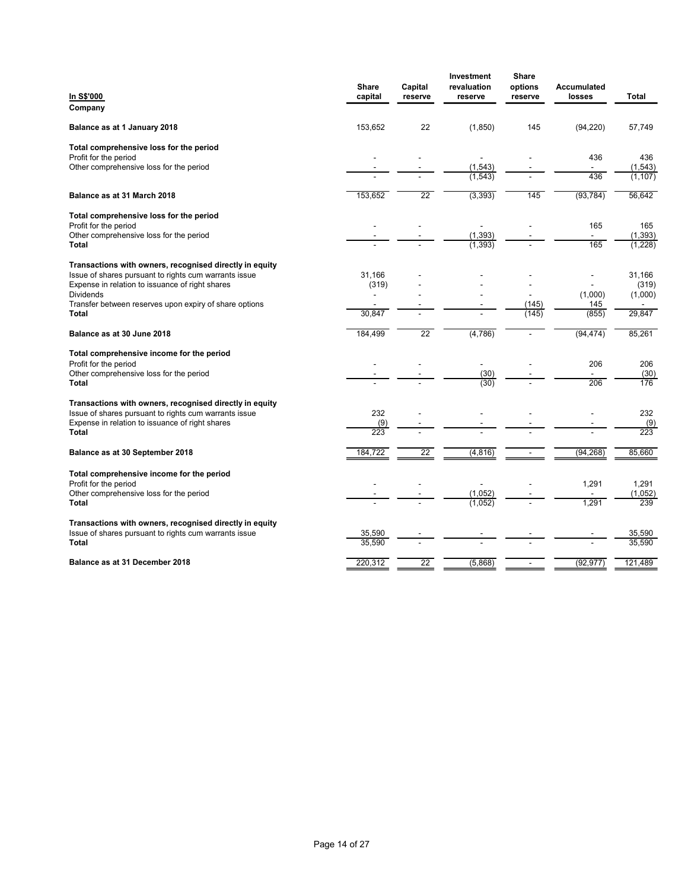| In S$'000 | Share capital | Capital reserve | Investment revaluation reserve | Share options reserve | Accumulated losses | Total |
|---|---|---|---|---|---|---|
| **Company** | | | | | | |
| **Balance as at 1 January 2018** | 153,652 | 22 | (1,850) | 145 | (94,220) | 57,749 |
| **Total comprehensive loss for the period** | | | | | | |
| Profit for the period | - | - | - | - | 436 | 436 |
| Other comprehensive loss for the period | - | - | (1,543) | - | - | (1,543) |
| | - | - | (1,543) | - | 436 | (1,107) |
| **Balance as at 31 March 2018** | 153,652 | 22 | (3,393) | 145 | (93,784) | 56,642 |
| **Total comprehensive loss for the period** | | | | | | |
| Profit for the period | - | - | - | - | 165 | 165 |
| Other comprehensive loss for the period | - | - | (1,393) | - | - | (1,393) |
| **Total** | - | - | (1,393) | - | 165 | (1,228) |
| **Transactions with owners, recognised directly in equity** | | | | | | |
| Issue of shares pursuant to rights cum warrants issue | 31,166 | - | - | - | - | 31,166 |
| Expense in relation to issuance of right shares | (319) | - | - | - | - | (319) |
| Dividends | - | - | - | - | (1,000) | (1,000) |
| Transfer between reserves upon expiry of share options | - | - | - | (145) | 145 | - |
| **Total** | 30,847 | - | - | (145) | (855) | 29,847 |
| **Balance as at 30 June 2018** | 184,499 | 22 | (4,786) | - | (94,474) | 85,261 |
| **Total comprehensive income for the period** | | | | | | |
| Profit for the period | - | - | - | - | 206 | 206 |
| Other comprehensive loss for the period | - | - | (30) | - | - | (30) |
| **Total** | - | - | (30) | - | 206 | 176 |
| **Transactions with owners, recognised directly in equity** | | | | | | |
| Issue of shares pursuant to rights cum warrants issue | 232 | - | - | - | - | 232 |
| Expense in relation to issuance of right shares | (9) | - | - | - | - | (9) |
| **Total** | 223 | - | - | - | - | 223 |
| **Balance as at 30 September 2018** | 184,722 | 22 | (4,816) | - | (94,268) | 85,660 |
| **Total comprehensive income for the period** | | | | | | |
| Profit for the period | - | - | - | - | 1,291 | 1,291 |
| Other comprehensive loss for the period | - | - | (1,052) | - | - | (1,052) |
| **Total** | - | - | (1,052) | - | 1,291 | 239 |
| **Transactions with owners, recognised directly in equity** | | | | | | |
| Issue of shares pursuant to rights cum warrants issue | 35,590 | - | - | - | - | 35,590 |
| **Total** | 35,590 | - | - | - | - | 35,590 |
| **Balance as at 31 December 2018** | 220,312 | 22 | (5,868) | - | (92,977) | 121,489 |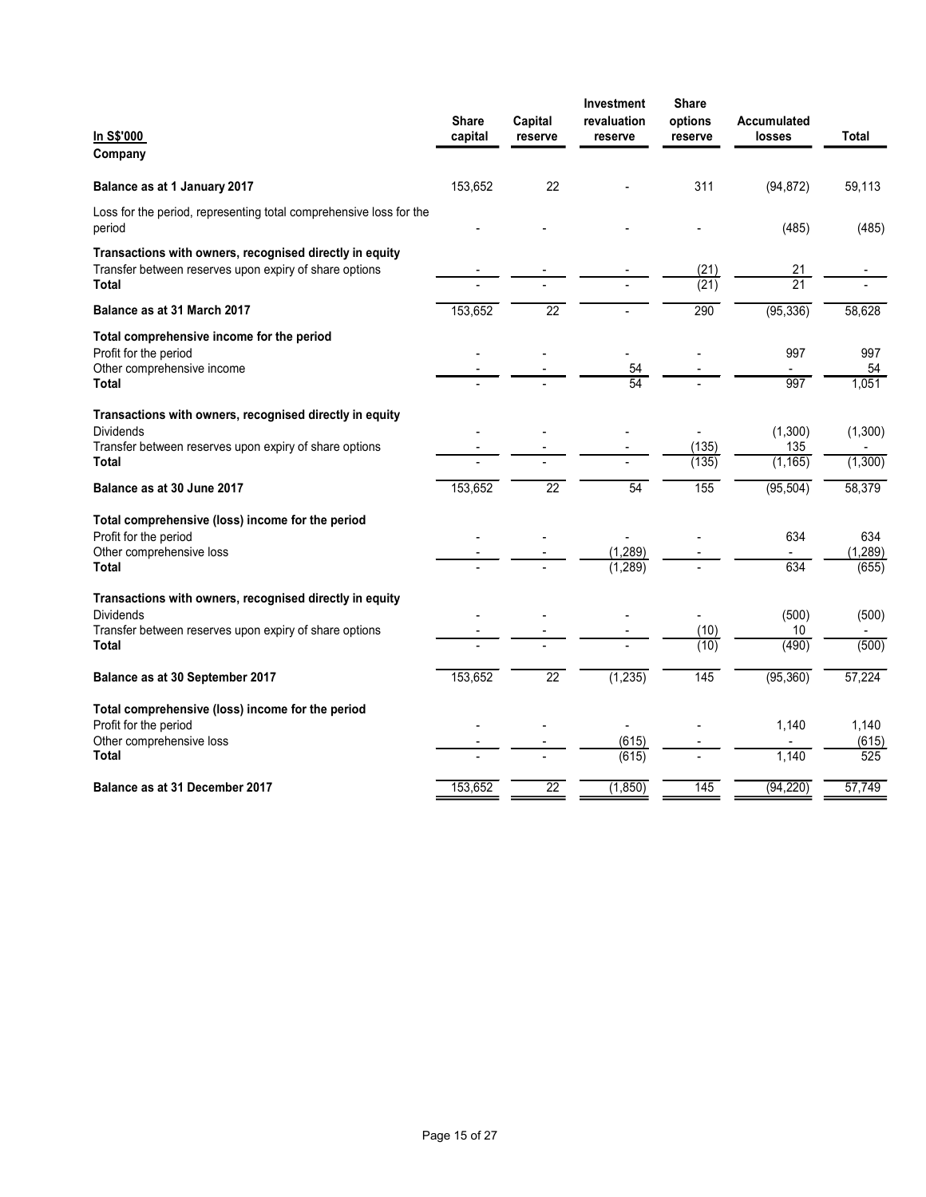| In S$'000 | Share capital | Capital reserve | Investment revaluation reserve | Share options reserve | Accumulated losses | Total |
|---|---|---|---|---|---|---|
| **Company** | | | | | | |
| **Balance as at 1 January 2017** | 153,652 | 22 | - | 311 | (94,872) | 59,113 |
| Loss for the period, representing total comprehensive loss for the period | - | - | - | - | (485) | (485) |
| **Transactions with owners, recognised directly in equity** | | | | | | |
| Transfer between reserves upon expiry of share options | - | - | - | (21) | 21 | - |
| **Total** | - | - | - | (21) | 21 | - |
| **Balance as at 31 March 2017** | 153,652 | 22 | - | 290 | (95,336) | 58,628 |
| **Total comprehensive income for the period** | | | | | | |
| Profit for the period | - | - | - | - | 997 | 997 |
| Other comprehensive income | - | - | 54 | - | - | 54 |
| **Total** | - | - | 54 | - | 997 | 1,051 |
| **Transactions with owners, recognised directly in equity** | | | | | | |
| Dividends | - | - | - | - | (1,300) | (1,300) |
| Transfer between reserves upon expiry of share options | - | - | - | (135) | 135 | - |
| **Total** | - | - | - | (135) | (1,165) | (1,300) |
| **Balance as at 30 June 2017** | 153,652 | 22 | 54 | 155 | (95,504) | 58,379 |
| **Total comprehensive (loss) income for the period** | | | | | | |
| Profit for the period | - | - | - | - | 634 | 634 |
| Other comprehensive loss | - | - | (1,289) | - | - | (1,289) |
| **Total** | - | - | (1,289) | - | 634 | (655) |
| **Transactions with owners, recognised directly in equity** | | | | | | |
| Dividends | - | - | - | - | (500) | (500) |
| Transfer between reserves upon expiry of share options | - | - | - | (10) | 10 | - |
| **Total** | - | - | - | (10) | (490) | (500) |
| **Balance as at 30 September 2017** | 153,652 | 22 | (1,235) | 145 | (95,360) | 57,224 |
| **Total comprehensive (loss) income for the period** | | | | | | |
| Profit for the period | - | - | - | - | 1,140 | 1,140 |
| Other comprehensive loss | - | - | (615) | - | - | (615) |
| **Total** | - | - | (615) | - | 1,140 | 525 |
| **Balance as at 31 December 2017** | 153,652 | 22 | (1,850) | 145 | (94,220) | 57,749 |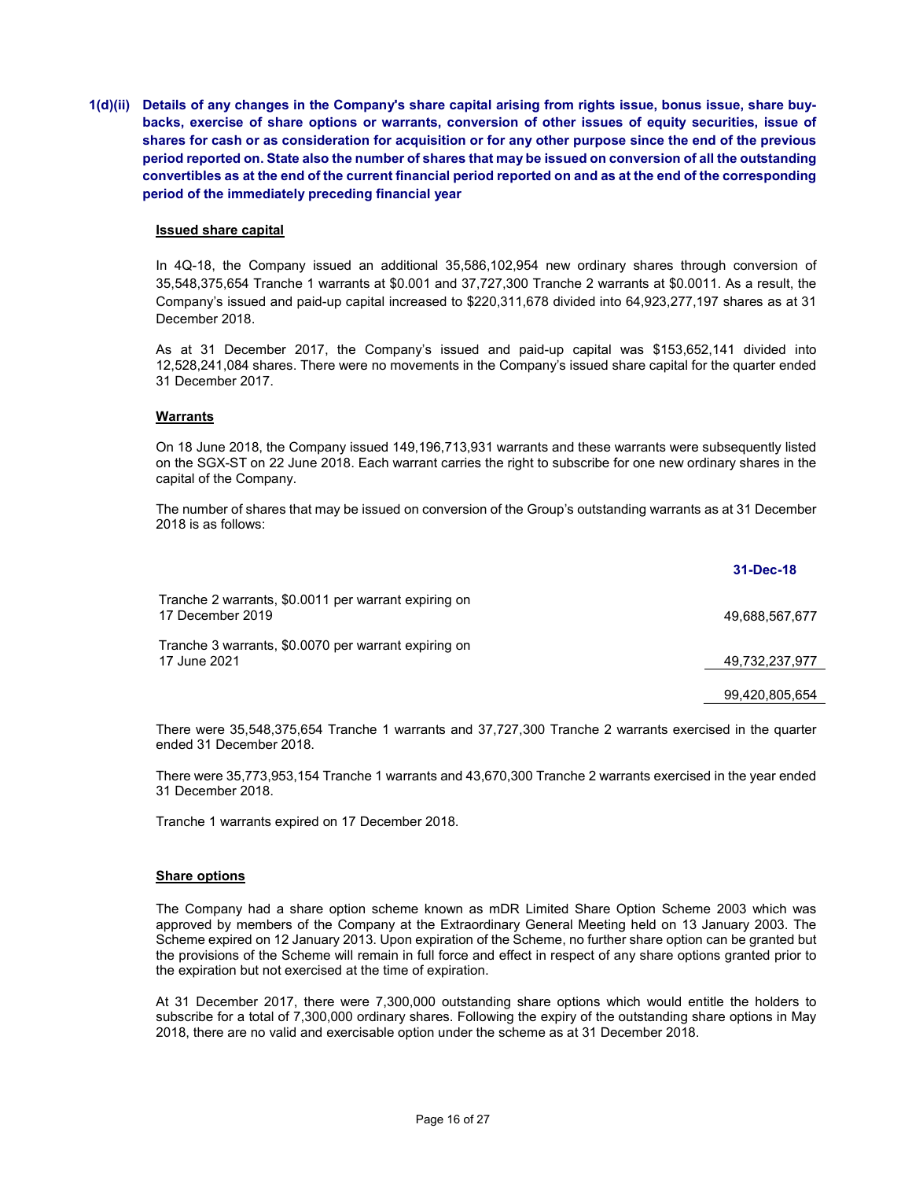**1(d)(ii) Details of any changes in the Company's share capital arising from rights issue, bonus issue, share buy-backs, exercise of share options or warrants, conversion of other issues of equity securities, issue of shares for cash or as consideration for acquisition or for any other purpose since the end of the previous period reported on. State also the number of shares that may be issued on conversion of all the outstanding convertibles as at the end of the current financial period reported on and as at the end of the corresponding period of the immediately preceding financial year**

**Issued share capital**

In 4Q-18, the Company issued an additional 35,586,102,954 new ordinary shares through conversion of 35,548,375,654 Tranche 1 warrants at $0.001 and 37,727,300 Tranche 2 warrants at $0.0011. As a result, the Company's issued and paid-up capital increased to $220,311,678 divided into 64,923,277,197 shares as at 31 December 2018.

As at 31 December 2017, the Company's issued and paid-up capital was $153,652,141 divided into 12,528,241,084 shares. There were no movements in the Company's issued share capital for the quarter ended 31 December 2017.

**Warrants**

On 18 June 2018, the Company issued 149,196,713,931 warrants and these warrants were subsequently listed on the SGX-ST on 22 June 2018. Each warrant carries the right to subscribe for one new ordinary shares in the capital of the Company.

The number of shares that may be issued on conversion of the Group's outstanding warrants as at 31 December 2018 is as follows:

| | 31-Dec-18 |
|---|---|
| Tranche 2 warrants, $0.0011 per warrant expiring on 17 December 2019 | 49,688,567,677 |
| Tranche 3 warrants, $0.0070 per warrant expiring on 17 June 2021 | 49,732,237,977 |
| | 99,420,805,654 |

There were 35,548,375,654 Tranche 1 warrants and 37,727,300 Tranche 2 warrants exercised in the quarter ended 31 December 2018.

There were 35,773,953,154 Tranche 1 warrants and 43,670,300 Tranche 2 warrants exercised in the year ended 31 December 2018.

Tranche 1 warrants expired on 17 December 2018.

**Share options**

The Company had a share option scheme known as mDR Limited Share Option Scheme 2003 which was approved by members of the Company at the Extraordinary General Meeting held on 13 January 2003. The Scheme expired on 12 January 2013. Upon expiration of the Scheme, no further share option can be granted but the provisions of the Scheme will remain in full force and effect in respect of any share options granted prior to the expiration but not exercised at the time of expiration.

At 31 December 2017, there were 7,300,000 outstanding share options which would entitle the holders to subscribe for a total of 7,300,000 ordinary shares. Following the expiry of the outstanding share options in May 2018, there are no valid and exercisable option under the scheme as at 31 December 2018.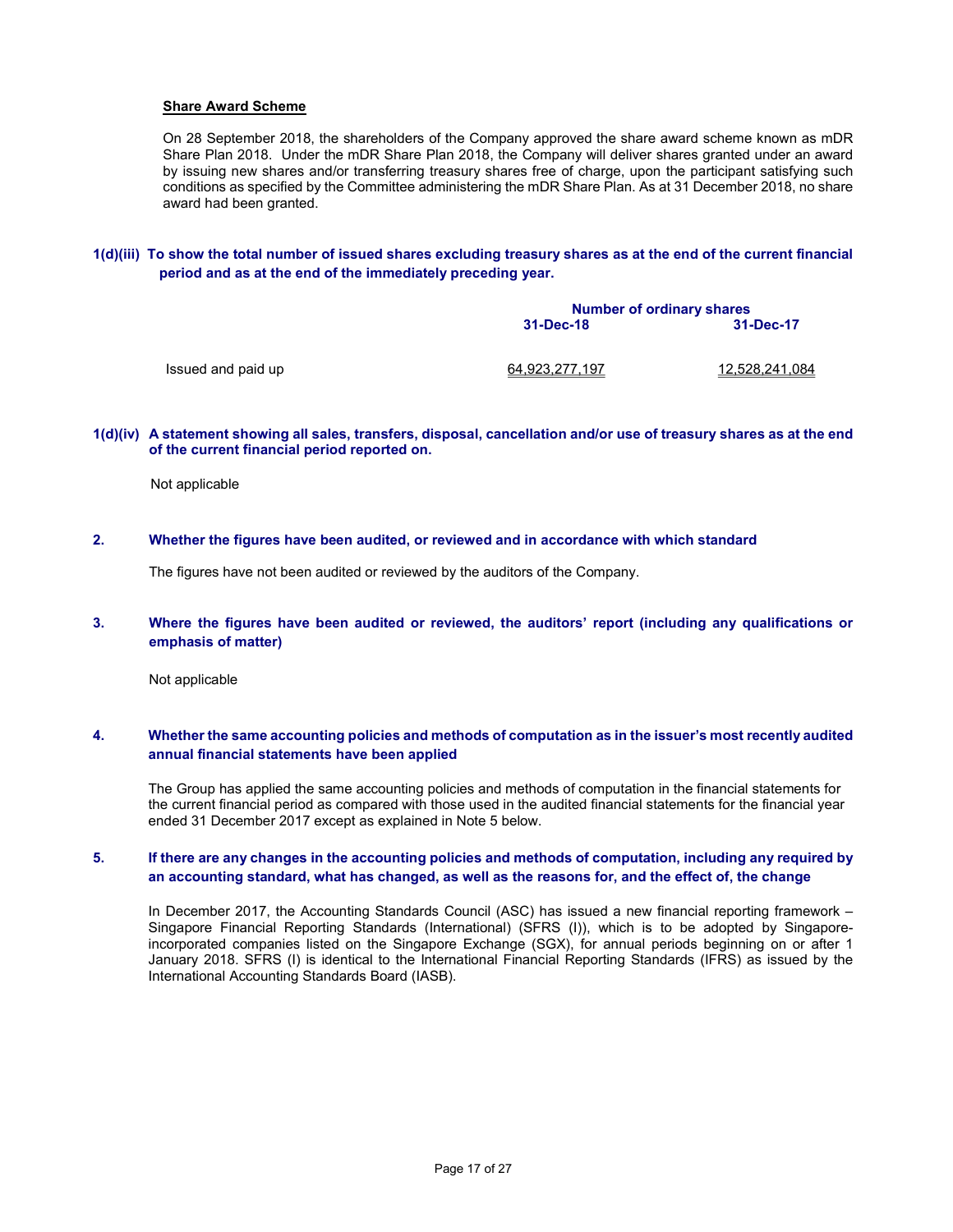**Share Award Scheme**

On 28 September 2018, the shareholders of the Company approved the share award scheme known as mDR Share Plan 2018. Under the mDR Share Plan 2018, the Company will deliver shares granted under an award by issuing new shares and/or transferring treasury shares free of charge, upon the participant satisfying such conditions as specified by the Committee administering the mDR Share Plan. As at 31 December 2018, no share award had been granted.

**1(d)(iii) To show the total number of issued shares excluding treasury shares as at the end of the current financial period and as at the end of the immediately preceding year.**

| | Number of ordinary shares | |
|---|---|---|
| | **31-Dec-18** | **31-Dec-17** |
| Issued and paid up | 64,923,277,197 | 12,528,241,084 |

**1(d)(iv) A statement showing all sales, transfers, disposal, cancellation and/or use of treasury shares as at the end of the current financial period reported on.**

Not applicable

**2. Whether the figures have been audited, or reviewed and in accordance with which standard**

The figures have not been audited or reviewed by the auditors of the Company.

**3. Where the figures have been audited or reviewed, the auditors' report (including any qualifications or emphasis of matter)**

Not applicable

**4. Whether the same accounting policies and methods of computation as in the issuer's most recently audited annual financial statements have been applied**

The Group has applied the same accounting policies and methods of computation in the financial statements for the current financial period as compared with those used in the audited financial statements for the financial year ended 31 December 2017 except as explained in Note 5 below.

**5. If there are any changes in the accounting policies and methods of computation, including any required by an accounting standard, what has changed, as well as the reasons for, and the effect of, the change**

In December 2017, the Accounting Standards Council (ASC) has issued a new financial reporting framework – Singapore Financial Reporting Standards (International) (SFRS (I)), which is to be adopted by Singapore-incorporated companies listed on the Singapore Exchange (SGX), for annual periods beginning on or after 1 January 2018. SFRS (I) is identical to the International Financial Reporting Standards (IFRS) as issued by the International Accounting Standards Board (IASB).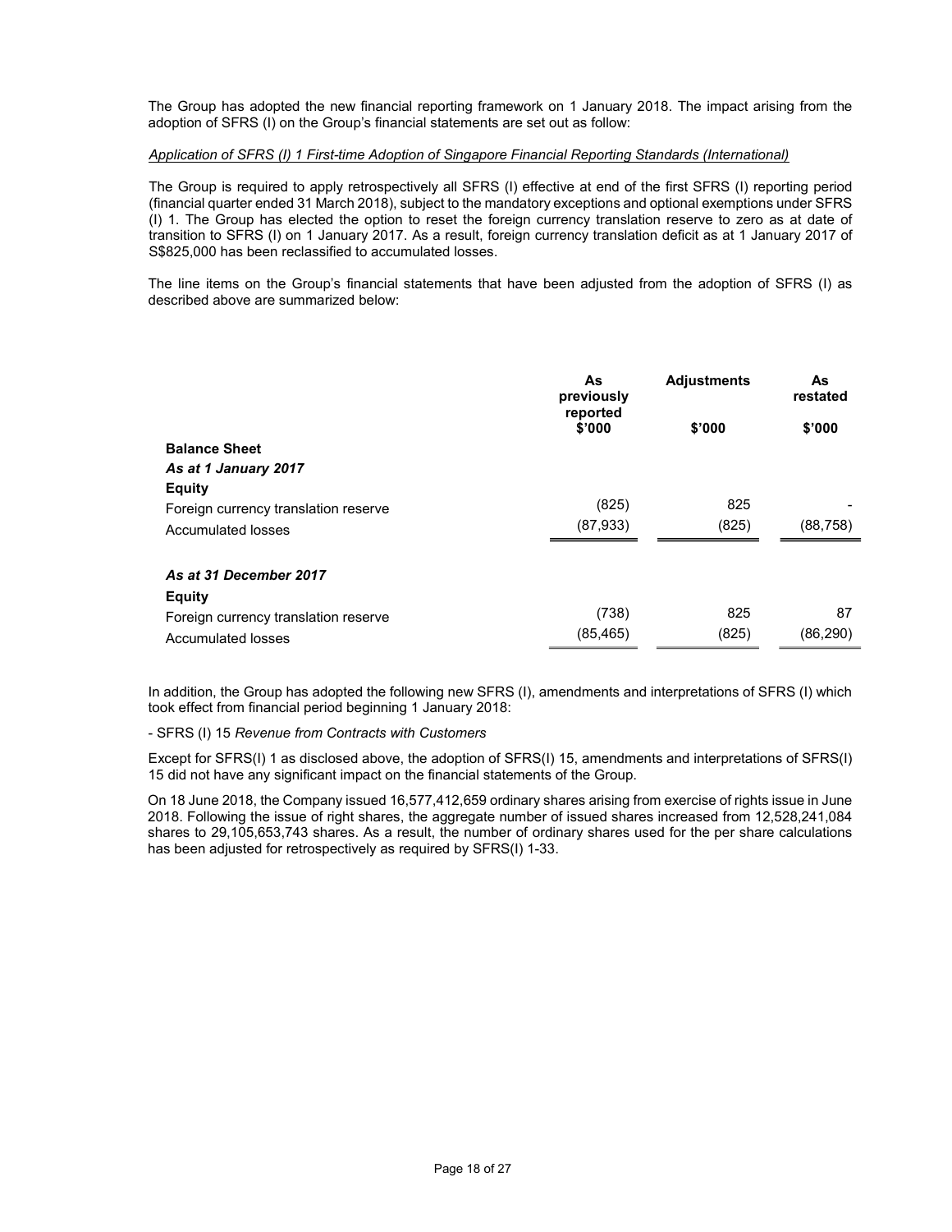The Group has adopted the new financial reporting framework on 1 January 2018. The impact arising from the adoption of SFRS (I) on the Group's financial statements are set out as follow:

*Application of SFRS (I) 1 First-time Adoption of Singapore Financial Reporting Standards (International)*

The Group is required to apply retrospectively all SFRS (I) effective at end of the first SFRS (I) reporting period (financial quarter ended 31 March 2018), subject to the mandatory exceptions and optional exemptions under SFRS (I) 1. The Group has elected the option to reset the foreign currency translation reserve to zero as at date of transition to SFRS (I) on 1 January 2017. As a result, foreign currency translation deficit as at 1 January 2017 of S$825,000 has been reclassified to accumulated losses.

The line items on the Group's financial statements that have been adjusted from the adoption of SFRS (I) as described above are summarized below:

| | As previously reported | Adjustments | As restated |
|---|---|---|---|
| | $'000 | $'000 | $'000 |
| **Balance Sheet** | | | |
| ***As at 1 January 2017*** | | | |
| **Equity** | | | |
| Foreign currency translation reserve | (825) | 825 | - |
| Accumulated losses | (87,933) | (825) | (88,758) |
| ***As at 31 December 2017*** | | | |
| **Equity** | | | |
| Foreign currency translation reserve | (738) | 825 | 87 |
| Accumulated losses | (85,465) | (825) | (86,290) |

In addition, the Group has adopted the following new SFRS (I), amendments and interpretations of SFRS (I) which took effect from financial period beginning 1 January 2018:

- SFRS (I) 15 *Revenue from Contracts with Customers*

Except for SFRS(I) 1 as disclosed above, the adoption of SFRS(I) 15, amendments and interpretations of SFRS(I) 15 did not have any significant impact on the financial statements of the Group.

On 18 June 2018, the Company issued 16,577,412,659 ordinary shares arising from exercise of rights issue in June 2018. Following the issue of right shares, the aggregate number of issued shares increased from 12,528,241,084 shares to 29,105,653,743 shares. As a result, the number of ordinary shares used for the per share calculations has been adjusted for retrospectively as required by SFRS(I) 1-33.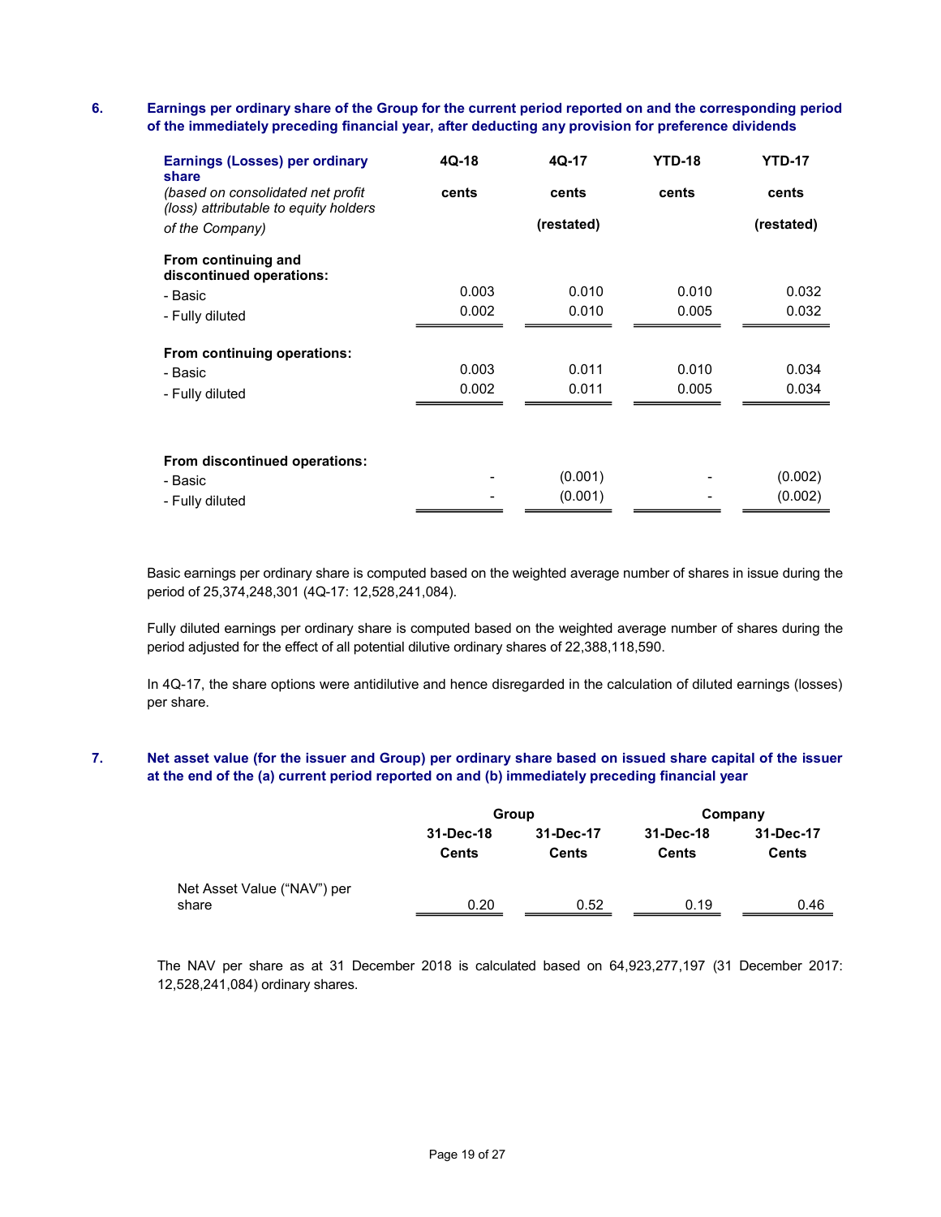## 6. Earnings per ordinary share of the Group for the current period reported on and the corresponding period of the immediately preceding financial year, after deducting any provision for preference dividends

| **Earnings (Losses) per ordinary share** *(based on consolidated net profit (loss) attributable to equity holders of the Company)* | **4Q-18** | **4Q-17** | **YTD-18** | **YTD-17** |
|---|---|---|---|---|
| | **cents** | **cents** | **cents** | **cents** |
| | | **(restated)** | | **(restated)** |
| **From continuing and discontinued operations:** | | | | |
| - Basic | 0.003 | 0.010 | 0.010 | 0.032 |
| - Fully diluted | 0.002 | 0.010 | 0.005 | 0.032 |
| **From continuing operations:** | | | | |
| - Basic | 0.003 | 0.011 | 0.010 | 0.034 |
| - Fully diluted | 0.002 | 0.011 | 0.005 | 0.034 |
| **From discontinued operations:** | | | | |
| - Basic | - | (0.001) | - | (0.002) |
| - Fully diluted | - | (0.001) | - | (0.002) |

Basic earnings per ordinary share is computed based on the weighted average number of shares in issue during the period of 25,374,248,301 (4Q-17: 12,528,241,084).

Fully diluted earnings per ordinary share is computed based on the weighted average number of shares during the period adjusted for the effect of all potential dilutive ordinary shares of 22,388,118,590.

In 4Q-17, the share options were antidilutive and hence disregarded in the calculation of diluted earnings (losses) per share.

## 7. Net asset value (for the issuer and Group) per ordinary share based on issued share capital of the issuer at the end of the (a) current period reported on and (b) immediately preceding financial year

| | **Group** | | **Company** | |
|---|---|---|---|---|
| | **31-Dec-18** | **31-Dec-17** | **31-Dec-18** | **31-Dec-17** |
| | **Cents** | **Cents** | **Cents** | **Cents** |
| Net Asset Value ("NAV") per share | 0.20 | 0.52 | 0.19 | 0.46 |

The NAV per share as at 31 December 2018 is calculated based on 64,923,277,197 (31 December 2017: 12,528,241,084) ordinary shares.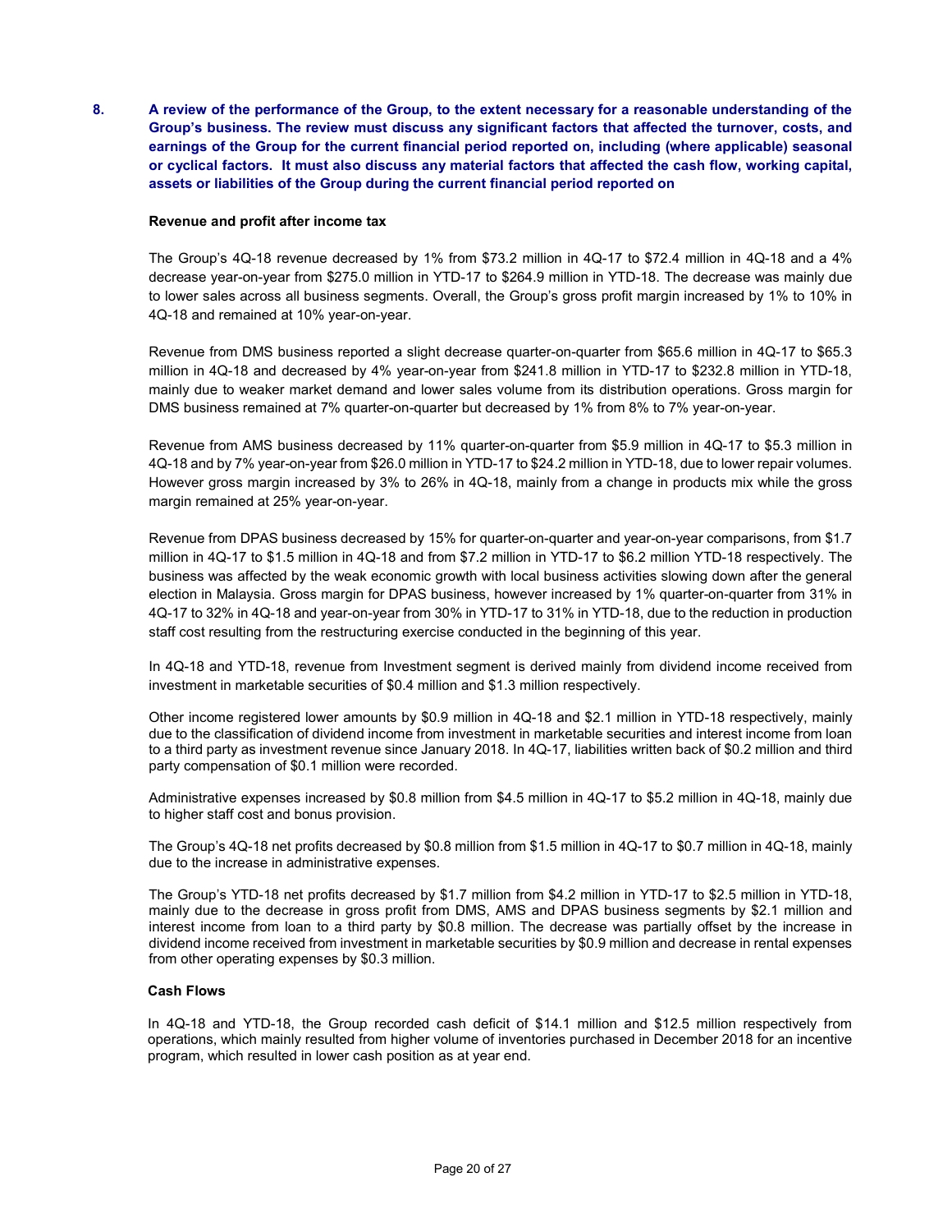**8. A review of the performance of the Group, to the extent necessary for a reasonable understanding of the Group's business. The review must discuss any significant factors that affected the turnover, costs, and earnings of the Group for the current financial period reported on, including (where applicable) seasonal or cyclical factors. It must also discuss any material factors that affected the cash flow, working capital, assets or liabilities of the Group during the current financial period reported on**

**Revenue and profit after income tax**

The Group's 4Q-18 revenue decreased by 1% from $73.2 million in 4Q-17 to $72.4 million in 4Q-18 and a 4% decrease year-on-year from $275.0 million in YTD-17 to $264.9 million in YTD-18. The decrease was mainly due to lower sales across all business segments. Overall, the Group's gross profit margin increased by 1% to 10% in 4Q-18 and remained at 10% year-on-year.

Revenue from DMS business reported a slight decrease quarter-on-quarter from $65.6 million in 4Q-17 to $65.3 million in 4Q-18 and decreased by 4% year-on-year from $241.8 million in YTD-17 to $232.8 million in YTD-18, mainly due to weaker market demand and lower sales volume from its distribution operations. Gross margin for DMS business remained at 7% quarter-on-quarter but decreased by 1% from 8% to 7% year-on-year.

Revenue from AMS business decreased by 11% quarter-on-quarter from $5.9 million in 4Q-17 to $5.3 million in 4Q-18 and by 7% year-on-year from $26.0 million in YTD-17 to $24.2 million in YTD-18, due to lower repair volumes. However gross margin increased by 3% to 26% in 4Q-18, mainly from a change in products mix while the gross margin remained at 25% year-on-year.

Revenue from DPAS business decreased by 15% for quarter-on-quarter and year-on-year comparisons, from $1.7 million in 4Q-17 to $1.5 million in 4Q-18 and from $7.2 million in YTD-17 to $6.2 million YTD-18 respectively. The business was affected by the weak economic growth with local business activities slowing down after the general election in Malaysia. Gross margin for DPAS business, however increased by 1% quarter-on-quarter from 31% in 4Q-17 to 32% in 4Q-18 and year-on-year from 30% in YTD-17 to 31% in YTD-18, due to the reduction in production staff cost resulting from the restructuring exercise conducted in the beginning of this year.

In 4Q-18 and YTD-18, revenue from Investment segment is derived mainly from dividend income received from investment in marketable securities of $0.4 million and $1.3 million respectively.

Other income registered lower amounts by $0.9 million in 4Q-18 and $2.1 million in YTD-18 respectively, mainly due to the classification of dividend income from investment in marketable securities and interest income from loan to a third party as investment revenue since January 2018. In 4Q-17, liabilities written back of $0.2 million and third party compensation of $0.1 million were recorded.

Administrative expenses increased by $0.8 million from $4.5 million in 4Q-17 to $5.2 million in 4Q-18, mainly due to higher staff cost and bonus provision.

The Group's 4Q-18 net profits decreased by $0.8 million from $1.5 million in 4Q-17 to $0.7 million in 4Q-18, mainly due to the increase in administrative expenses.

The Group's YTD-18 net profits decreased by $1.7 million from $4.2 million in YTD-17 to $2.5 million in YTD-18, mainly due to the decrease in gross profit from DMS, AMS and DPAS business segments by $2.1 million and interest income from loan to a third party by $0.8 million. The decrease was partially offset by the increase in dividend income received from investment in marketable securities by $0.9 million and decrease in rental expenses from other operating expenses by $0.3 million.

**Cash Flows**

In 4Q-18 and YTD-18, the Group recorded cash deficit of $14.1 million and $12.5 million respectively from operations, which mainly resulted from higher volume of inventories purchased in December 2018 for an incentive program, which resulted in lower cash position as at year end.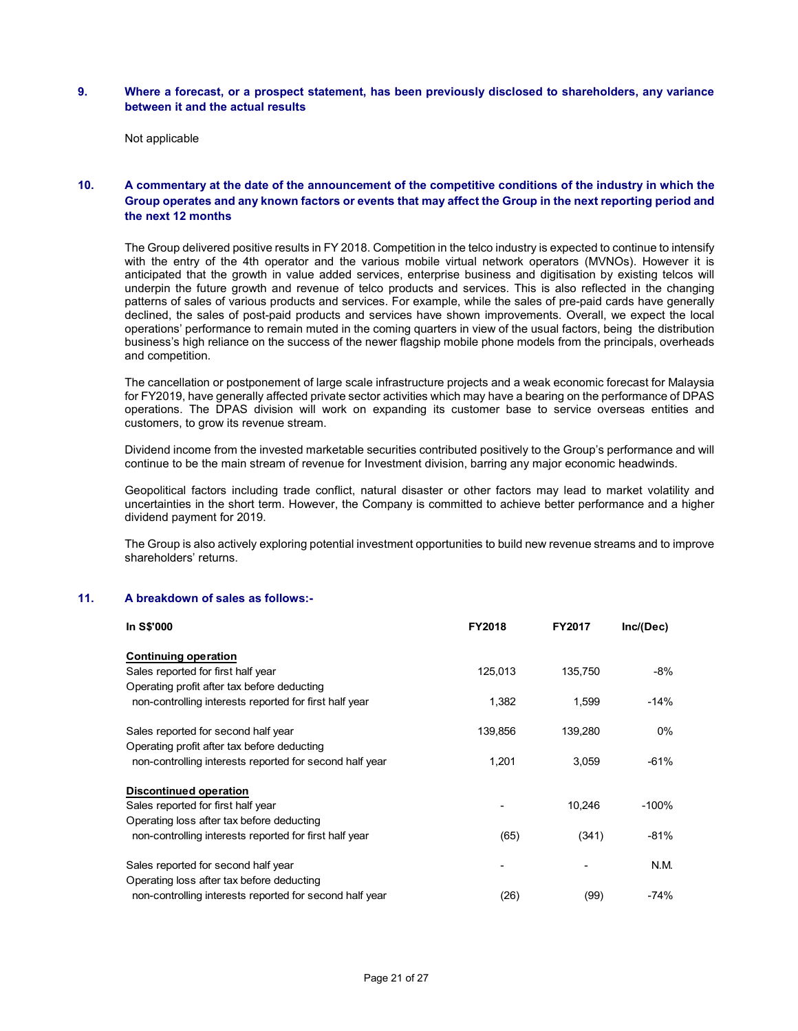## 9. Where a forecast, or a prospect statement, has been previously disclosed to shareholders, any variance between it and the actual results

Not applicable

## 10. A commentary at the date of the announcement of the competitive conditions of the industry in which the Group operates and any known factors or events that may affect the Group in the next reporting period and the next 12 months

The Group delivered positive results in FY 2018. Competition in the telco industry is expected to continue to intensify with the entry of the 4th operator and the various mobile virtual network operators (MVNOs). However it is anticipated that the growth in value added services, enterprise business and digitisation by existing telcos will underpin the future growth and revenue of telco products and services. This is also reflected in the changing patterns of sales of various products and services. For example, while the sales of pre-paid cards have generally declined, the sales of post-paid products and services have shown improvements. Overall, we expect the local operations' performance to remain muted in the coming quarters in view of the usual factors, being the distribution business's high reliance on the success of the newer flagship mobile phone models from the principals, overheads and competition.

The cancellation or postponement of large scale infrastructure projects and a weak economic forecast for Malaysia for FY2019, have generally affected private sector activities which may have a bearing on the performance of DPAS operations. The DPAS division will work on expanding its customer base to service overseas entities and customers, to grow its revenue stream.

Dividend income from the invested marketable securities contributed positively to the Group's performance and will continue to be the main stream of revenue for Investment division, barring any major economic headwinds.

Geopolitical factors including trade conflict, natural disaster or other factors may lead to market volatility and uncertainties in the short term. However, the Company is committed to achieve better performance and a higher dividend payment for 2019.

The Group is also actively exploring potential investment opportunities to build new revenue streams and to improve shareholders' returns.

## 11. A breakdown of sales as follows:-

| In S$'000 | FY2018 | FY2017 | Inc/(Dec) |
|---|---|---|---|
| **Continuing operation** | | | |
| Sales reported for first half year | 125,013 | 135,750 | -8% |
| Operating profit after tax before deducting non-controlling interests reported for first half year | 1,382 | 1,599 | -14% |
| Sales reported for second half year | 139,856 | 139,280 | 0% |
| Operating profit after tax before deducting non-controlling interests reported for second half year | 1,201 | 3,059 | -61% |
| **Discontinued operation** | | | |
| Sales reported for first half year | - | 10,246 | -100% |
| Operating loss after tax before deducting non-controlling interests reported for first half year | (65) | (341) | -81% |
| Sales reported for second half year | - | - | N.M. |
| Operating loss after tax before deducting non-controlling interests reported for second half year | (26) | (99) | -74% |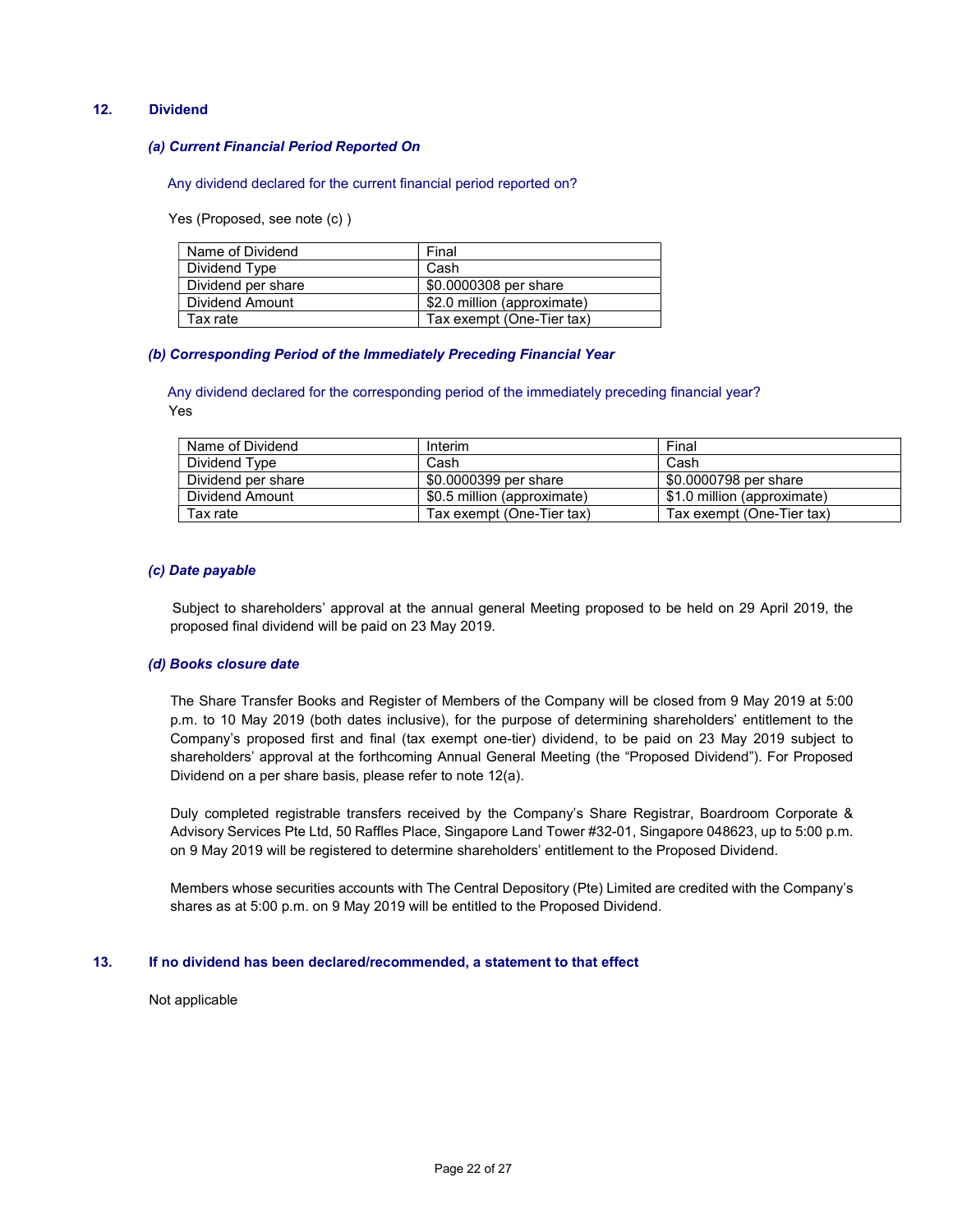## 12. Dividend

### *(a) Current Financial Period Reported On*

Any dividend declared for the current financial period reported on?

Yes (Proposed, see note (c) )

| Name of Dividend | Final |
|---|---|
| Dividend Type | Cash |
| Dividend per share | $0.0000308 per share |
| Dividend Amount | $2.0 million (approximate) |
| Tax rate | Tax exempt (One-Tier tax) |

### *(b) Corresponding Period of the Immediately Preceding Financial Year*

Any dividend declared for the corresponding period of the immediately preceding financial year?

Yes

| Name of Dividend | Interim | Final |
|---|---|---|
| Dividend Type | Cash | Cash |
| Dividend per share | $0.0000399 per share | $0.0000798 per share |
| Dividend Amount | $0.5 million (approximate) | $1.0 million (approximate) |
| Tax rate | Tax exempt (One-Tier tax) | Tax exempt (One-Tier tax) |

### *(c) Date payable*

Subject to shareholders' approval at the annual general Meeting proposed to be held on 29 April 2019, the proposed final dividend will be paid on 23 May 2019.

### *(d) Books closure date*

The Share Transfer Books and Register of Members of the Company will be closed from 9 May 2019 at 5:00 p.m. to 10 May 2019 (both dates inclusive), for the purpose of determining shareholders' entitlement to the Company's proposed first and final (tax exempt one-tier) dividend, to be paid on 23 May 2019 subject to shareholders' approval at the forthcoming Annual General Meeting (the "Proposed Dividend"). For Proposed Dividend on a per share basis, please refer to note 12(a).

Duly completed registrable transfers received by the Company's Share Registrar, Boardroom Corporate & Advisory Services Pte Ltd, 50 Raffles Place, Singapore Land Tower #32-01, Singapore 048623, up to 5:00 p.m. on 9 May 2019 will be registered to determine shareholders' entitlement to the Proposed Dividend.

Members whose securities accounts with The Central Depository (Pte) Limited are credited with the Company's shares as at 5:00 p.m. on 9 May 2019 will be entitled to the Proposed Dividend.

## 13. If no dividend has been declared/recommended, a statement to that effect

Not applicable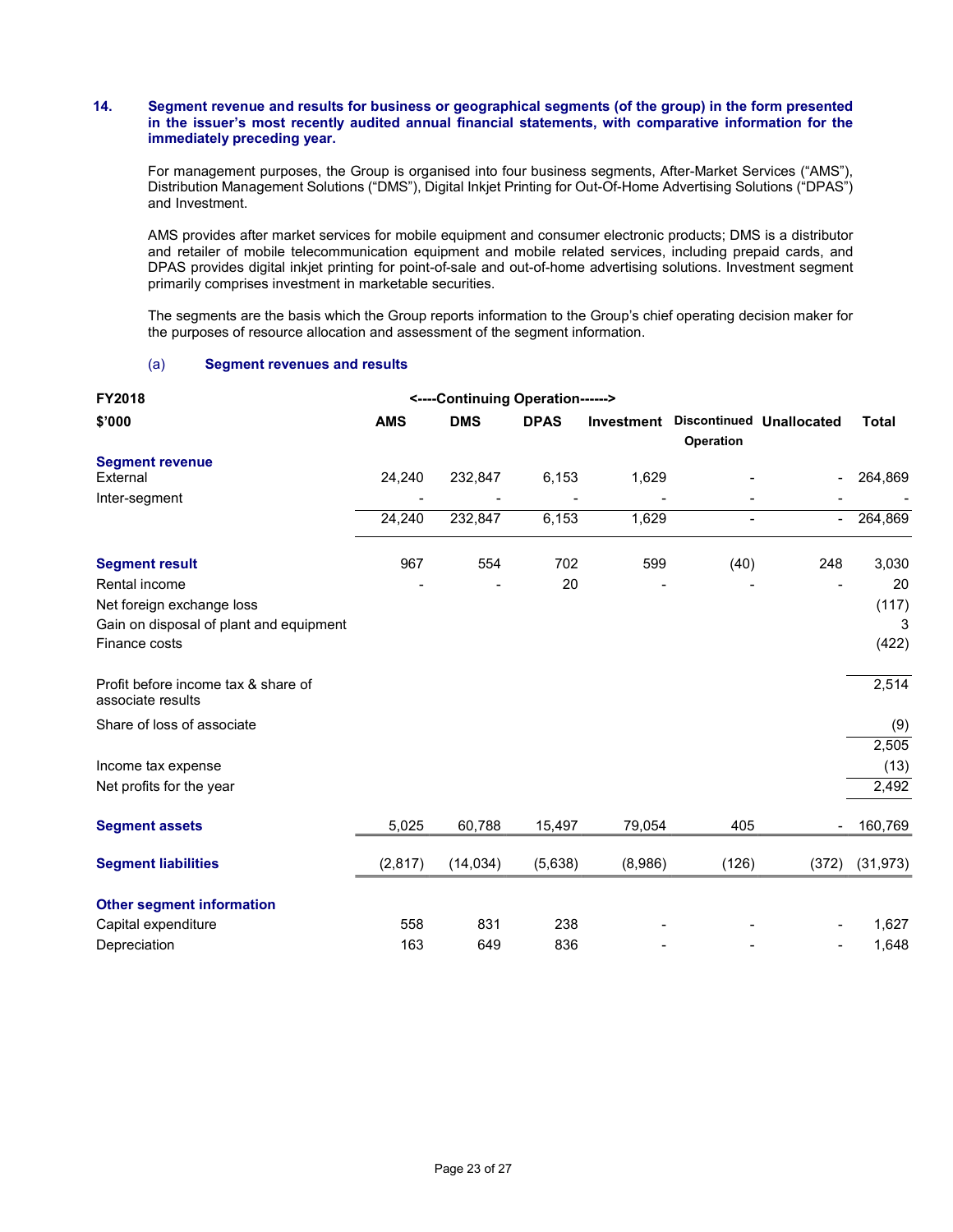### 14. Segment revenue and results for business or geographical segments (of the group) in the form presented in the issuer's most recently audited annual financial statements, with comparative information for the immediately preceding year.

For management purposes, the Group is organised into four business segments, After-Market Services ("AMS"), Distribution Management Solutions ("DMS"), Digital Inkjet Printing for Out-Of-Home Advertising Solutions ("DPAS") and Investment.

AMS provides after market services for mobile equipment and consumer electronic products; DMS is a distributor and retailer of mobile telecommunication equipment and mobile related services, including prepaid cards, and DPAS provides digital inkjet printing for point-of-sale and out-of-home advertising solutions. Investment segment primarily comprises investment in marketable securities.

The segments are the basis which the Group reports information to the Group's chief operating decision maker for the purposes of resource allocation and assessment of the segment information.

(a) **Segment revenues and results**

| FY2018 | <----Continuing Operation------> | | | | | | |
|---|---|---|---|---|---|---|---|
| $'000 | AMS | DMS | DPAS | Investment | Discontinued Operation | Unallocated | Total |
| **Segment revenue** | | | | | | | |
| External | 24,240 | 232,847 | 6,153 | 1,629 | - | - | 264,869 |
| Inter-segment | - | - | - | - | - | - | - |
| | 24,240 | 232,847 | 6,153 | 1,629 | - | - | 264,869 |
| **Segment result** | 967 | 554 | 702 | 599 | (40) | 248 | 3,030 |
| Rental income | - | - | 20 | - | - | - | 20 |
| Net foreign exchange loss | | | | | | | (117) |
| Gain on disposal of plant and equipment | | | | | | | 3 |
| Finance costs | | | | | | | (422) |
| Profit before income tax & share of associate results | | | | | | | 2,514 |
| Share of loss of associate | | | | | | | (9) |
| | | | | | | | 2,505 |
| Income tax expense | | | | | | | (13) |
| Net profits for the year | | | | | | | 2,492 |
| **Segment assets** | 5,025 | 60,788 | 15,497 | 79,054 | 405 | - | 160,769 |
| **Segment liabilities** | (2,817) | (14,034) | (5,638) | (8,986) | (126) | (372) | (31,973) |
| **Other segment information** | | | | | | | |
| Capital expenditure | 558 | 831 | 238 | - | - | - | 1,627 |
| Depreciation | 163 | 649 | 836 | - | - | - | 1,648 |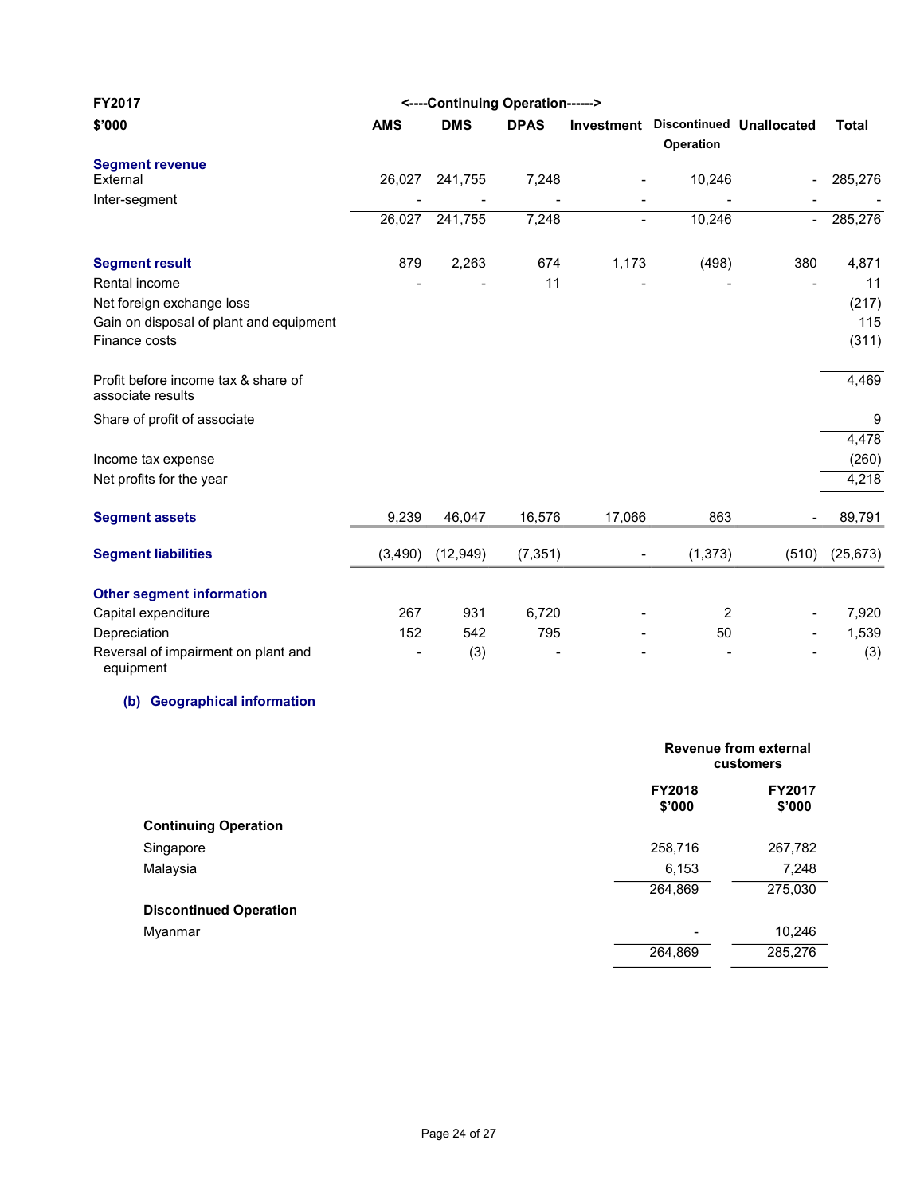| FY2017 | <----Continuing Operation------> | | | | | | |
|---|---|---|---|---|---|---|---|
| $'000 | AMS | DMS | DPAS | Investment | Discontinued Operation | Unallocated | Total |
| **Segment revenue** | | | | | | | |
| External | 26,027 | 241,755 | 7,248 | - | 10,246 | - | 285,276 |
| Inter-segment | - | - | - | - | - | - | - |
| | 26,027 | 241,755 | 7,248 | - | 10,246 | - | 285,276 |
| **Segment result** | 879 | 2,263 | 674 | 1,173 | (498) | 380 | 4,871 |
| Rental income | - | - | 11 | - | - | - | 11 |
| Net foreign exchange loss | | | | | | | (217) |
| Gain on disposal of plant and equipment | | | | | | | 115 |
| Finance costs | | | | | | | (311) |
| Profit before income tax & share of associate results | | | | | | | 4,469 |
| Share of profit of associate | | | | | | | 9 |
| | | | | | | | 4,478 |
| Income tax expense | | | | | | | (260) |
| Net profits for the year | | | | | | | 4,218 |
| **Segment assets** | 9,239 | 46,047 | 16,576 | 17,066 | 863 | - | 89,791 |
| **Segment liabilities** | (3,490) | (12,949) | (7,351) | - | (1,373) | (510) | (25,673) |
| **Other segment information** | | | | | | | |
| Capital expenditure | 267 | 931 | 6,720 | - | 2 | - | 7,920 |
| Depreciation | 152 | 542 | 795 | - | 50 | - | 1,539 |
| Reversal of impairment on plant and equipment | - | (3) | - | - | - | - | (3) |

### (b) Geographical information

| | Revenue from external customers | |
|---|---|---|
| | FY2018 $'000 | FY2017 $'000 |
| **Continuing Operation** | | |
| Singapore | 258,716 | 267,782 |
| Malaysia | 6,153 | 7,248 |
| | 264,869 | 275,030 |
| **Discontinued Operation** | | |
| Myanmar | - | 10,246 |
| | 264,869 | 285,276 |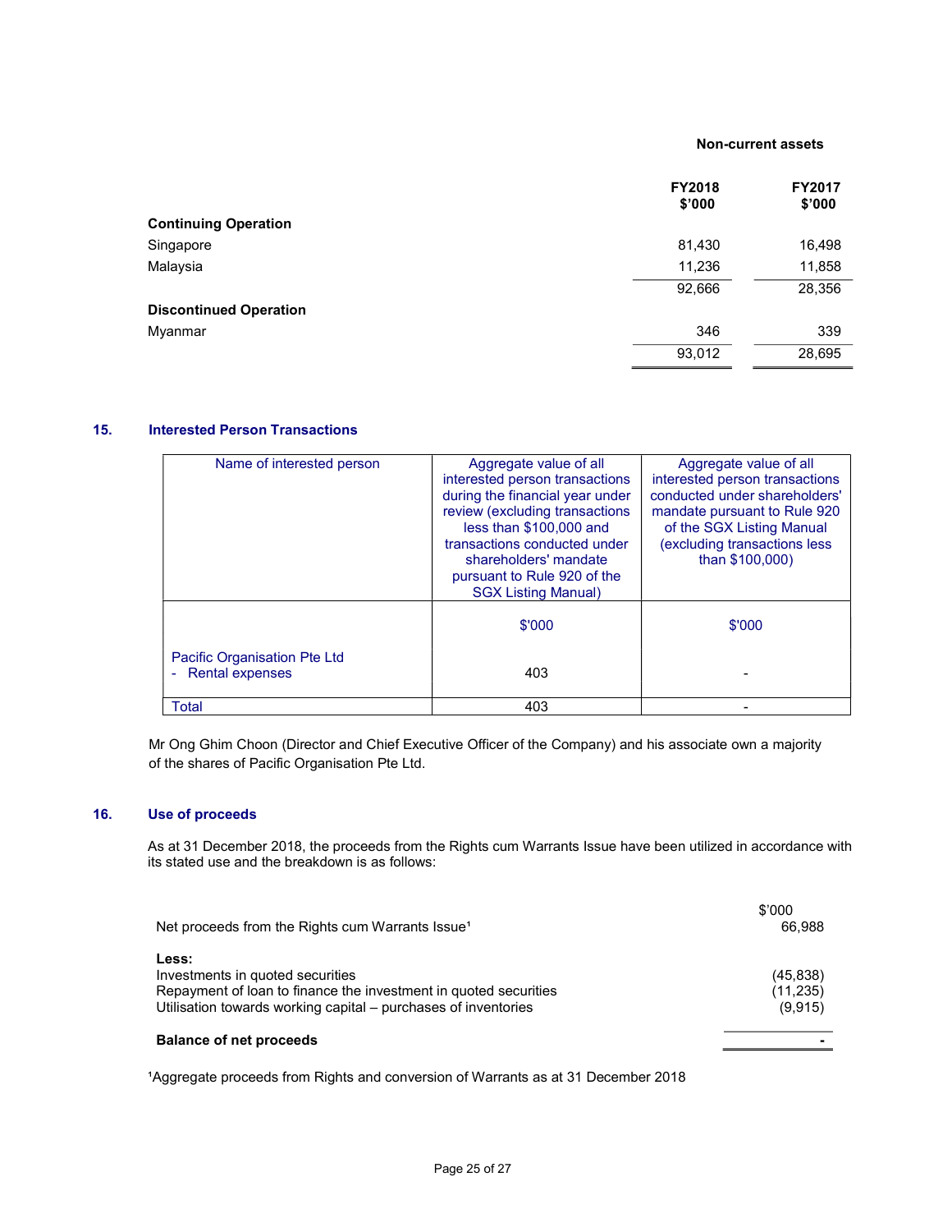| | Non-current assets | |
|---|---|---|
| | FY2018 $'000 | FY2017 $'000 |
| **Continuing Operation** | | |
| Singapore | 81,430 | 16,498 |
| Malaysia | 11,236 | 11,858 |
| | 92,666 | 28,356 |
| **Discontinued Operation** | | |
| Myanmar | 346 | 339 |
| | 93,012 | 28,695 |

## 15. Interested Person Transactions

| Name of interested person | Aggregate value of all interested person transactions during the financial year under review (excluding transactions less than $100,000 and transactions conducted under shareholders' mandate pursuant to Rule 920 of the SGX Listing Manual) | Aggregate value of all interested person transactions conducted under shareholders' mandate pursuant to Rule 920 of the SGX Listing Manual (excluding transactions less than $100,000) |
|---|---|---|
| | $'000 | $'000 |
| Pacific Organisation Pte Ltd<br>- Rental expenses | 403 | - |
| Total | 403 | - |

Mr Ong Ghim Choon (Director and Chief Executive Officer of the Company) and his associate own a majority of the shares of Pacific Organisation Pte Ltd.

## 16. Use of proceeds

As at 31 December 2018, the proceeds from the Rights cum Warrants Issue have been utilized in accordance with its stated use and the breakdown is as follows:

| | $'000 |
|---|---|
| Net proceeds from the Rights cum Warrants Issue[1] | 66,988 |
| **Less:** | |
| Investments in quoted securities | (45,838) |
| Repayment of loan to finance the investment in quoted securities | (11,235) |
| Utilisation towards working capital – purchases of inventories | (9,915) |
| **Balance of net proceeds** | **-** |

[1]Aggregate proceeds from Rights and conversion of Warrants as at 31 December 2018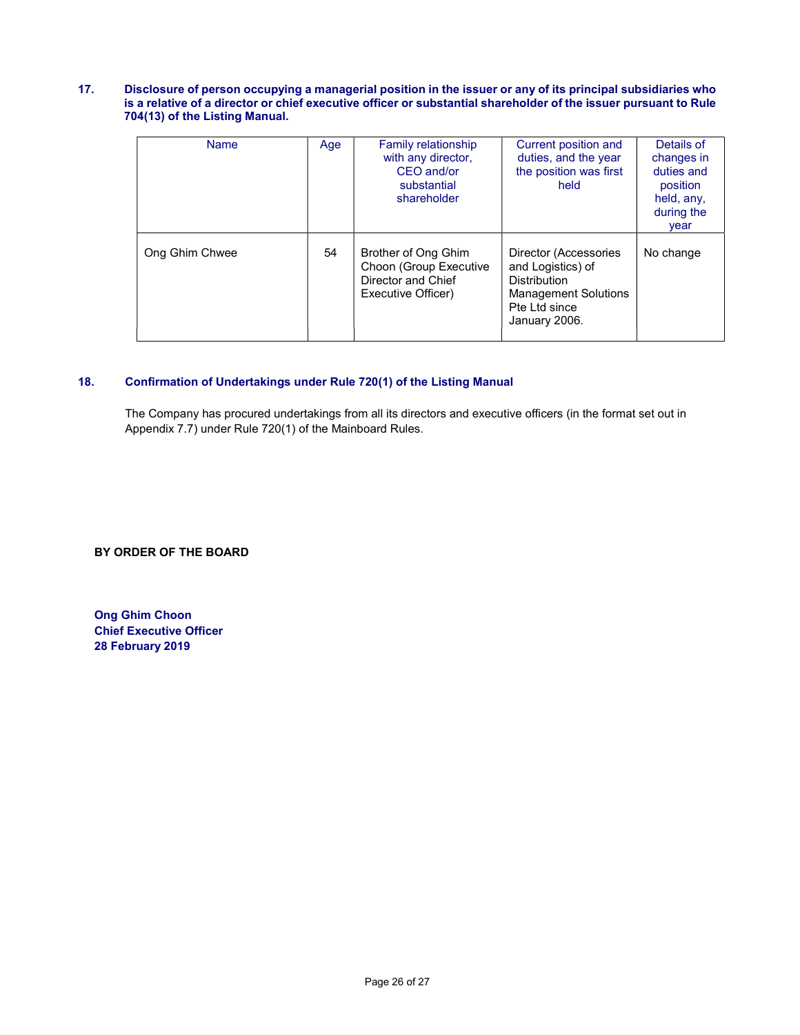**17. Disclosure of person occupying a managerial position in the issuer or any of its principal subsidiaries who is a relative of a director or chief executive officer or substantial shareholder of the issuer pursuant to Rule 704(13) of the Listing Manual.**

| Name | Age | Family relationship with any director, CEO and/or substantial shareholder | Current position and duties, and the year the position was first held | Details of changes in duties and position held, any, during the year |
|---|---|---|---|---|
| Ong Ghim Chwee | 54 | Brother of Ong Ghim Choon (Group Executive Director and Chief Executive Officer) | Director (Accessories and Logistics) of Distribution Management Solutions Pte Ltd since January 2006. | No change |

**18. Confirmation of Undertakings under Rule 720(1) of the Listing Manual**

The Company has procured undertakings from all its directors and executive officers (in the format set out in Appendix 7.7) under Rule 720(1) of the Mainboard Rules.

**BY ORDER OF THE BOARD**

**Ong Ghim Choon**
**Chief Executive Officer**
**28 February 2019**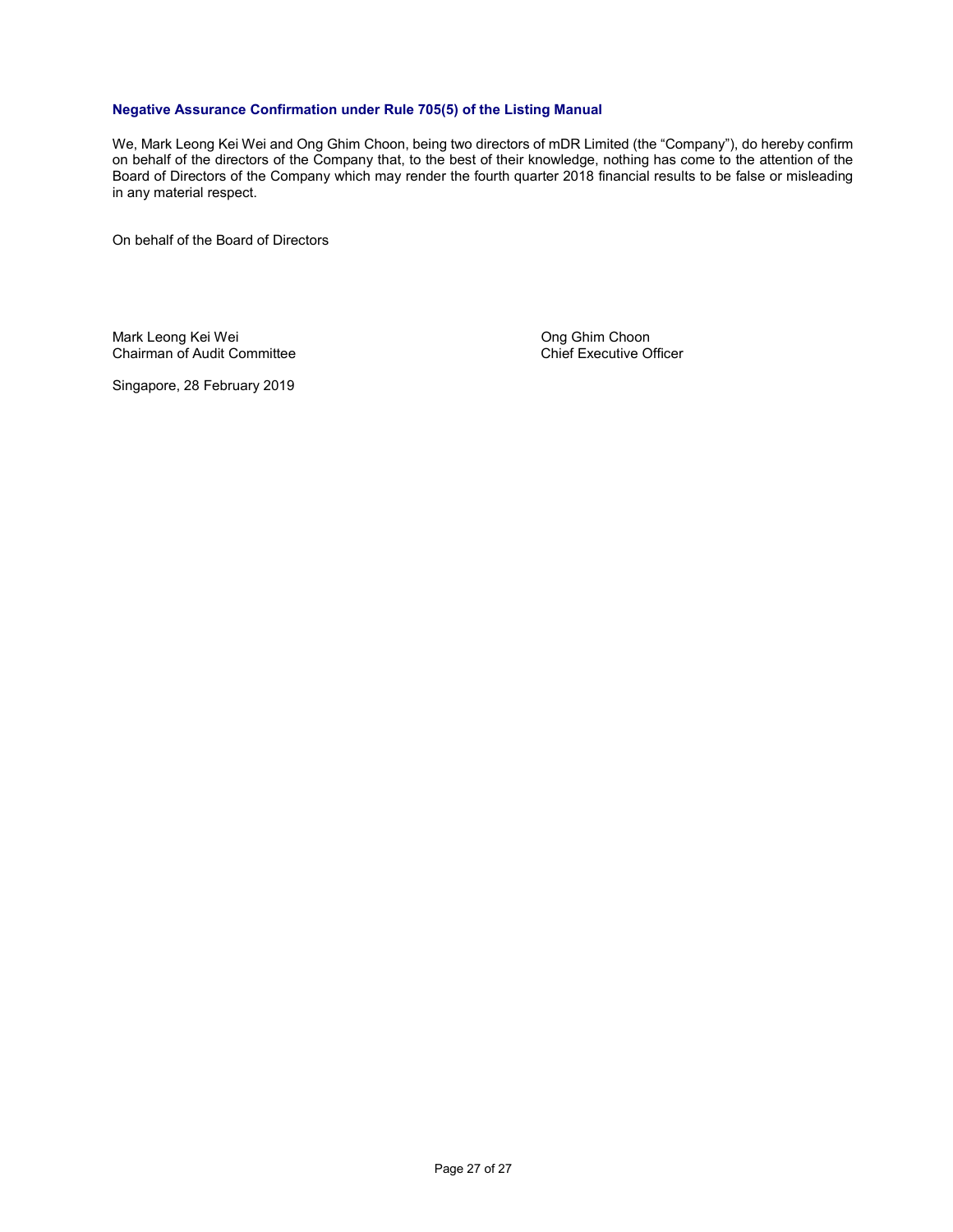**Negative Assurance Confirmation under Rule 705(5) of the Listing Manual**

We, Mark Leong Kei Wei and Ong Ghim Choon, being two directors of mDR Limited (the "Company"), do hereby confirm on behalf of the directors of the Company that, to the best of their knowledge, nothing has come to the attention of the Board of Directors of the Company which may render the fourth quarter 2018 financial results to be false or misleading in any material respect.

On behalf of the Board of Directors

| | |
|---|---|
| Mark Leong Kei Wei | Ong Ghim Choon |
| Chairman of Audit Committee | Chief Executive Officer |

Singapore, 28 February 2019